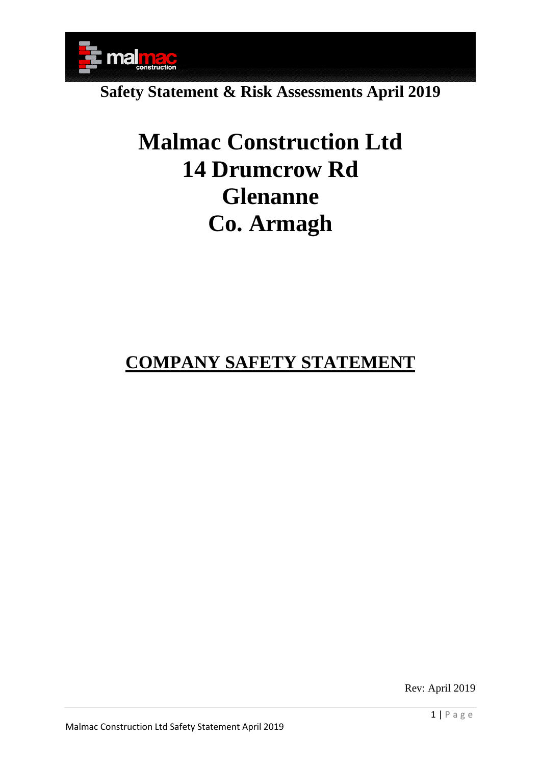**Safety Statement & Risk Assessments April 2019**

# Malmac Construction Ltd
# 14 Drumcrow Rd
# Glenanne
# Co. Armagh

## COMPANY SAFETY STATEMENT

Rev: April 2019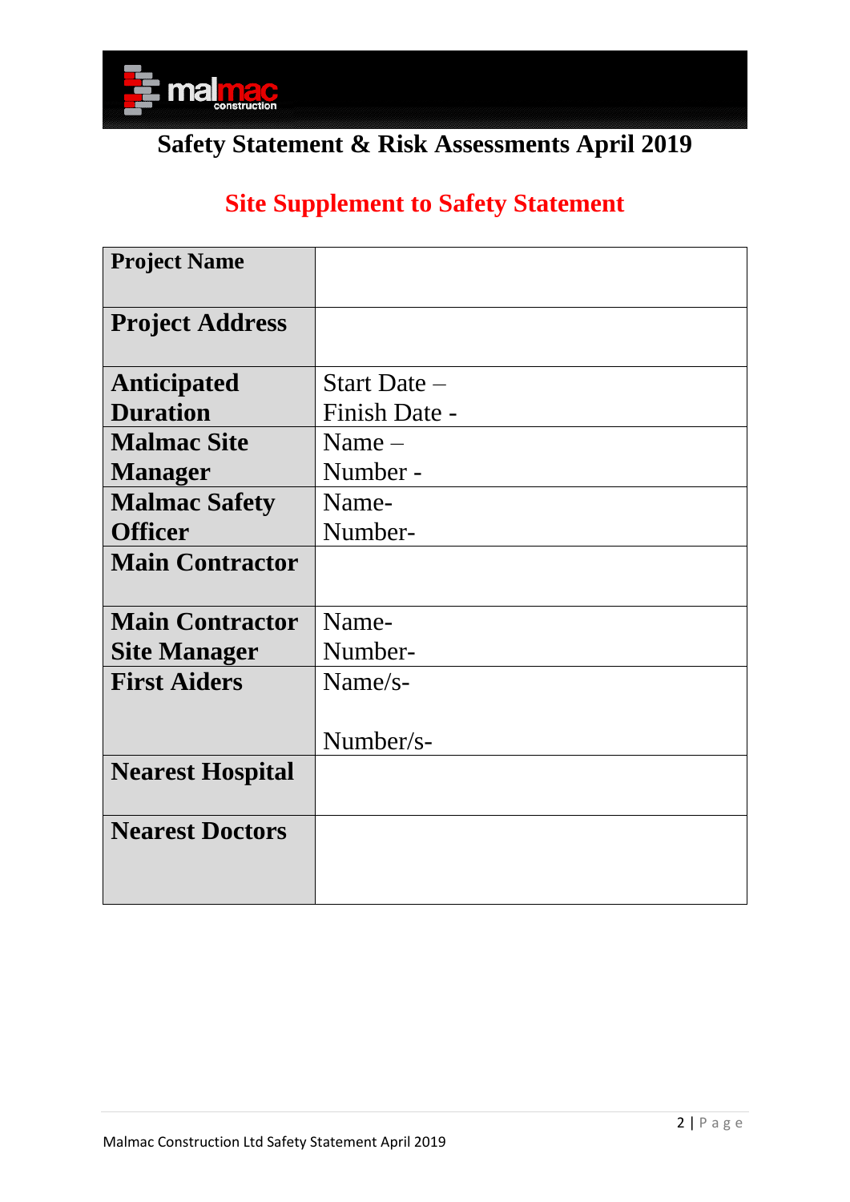# Safety Statement & Risk Assessments April 2019

## Site Supplement to Safety Statement

| **Project Name** | |
|---|---|
| **Project Address** | |
| **Anticipated Duration** | Start Date – <br> Finish Date - |
| **Malmac Site Manager** | Name – <br> Number - |
| **Malmac Safety Officer** | Name- <br> Number- |
| **Main Contractor** | |
| **Main Contractor Site Manager** | Name- <br> Number- |
| **First Aiders** | Name/s- <br> <br> Number/s- |
| **Nearest Hospital** | |
| **Nearest Doctors** | |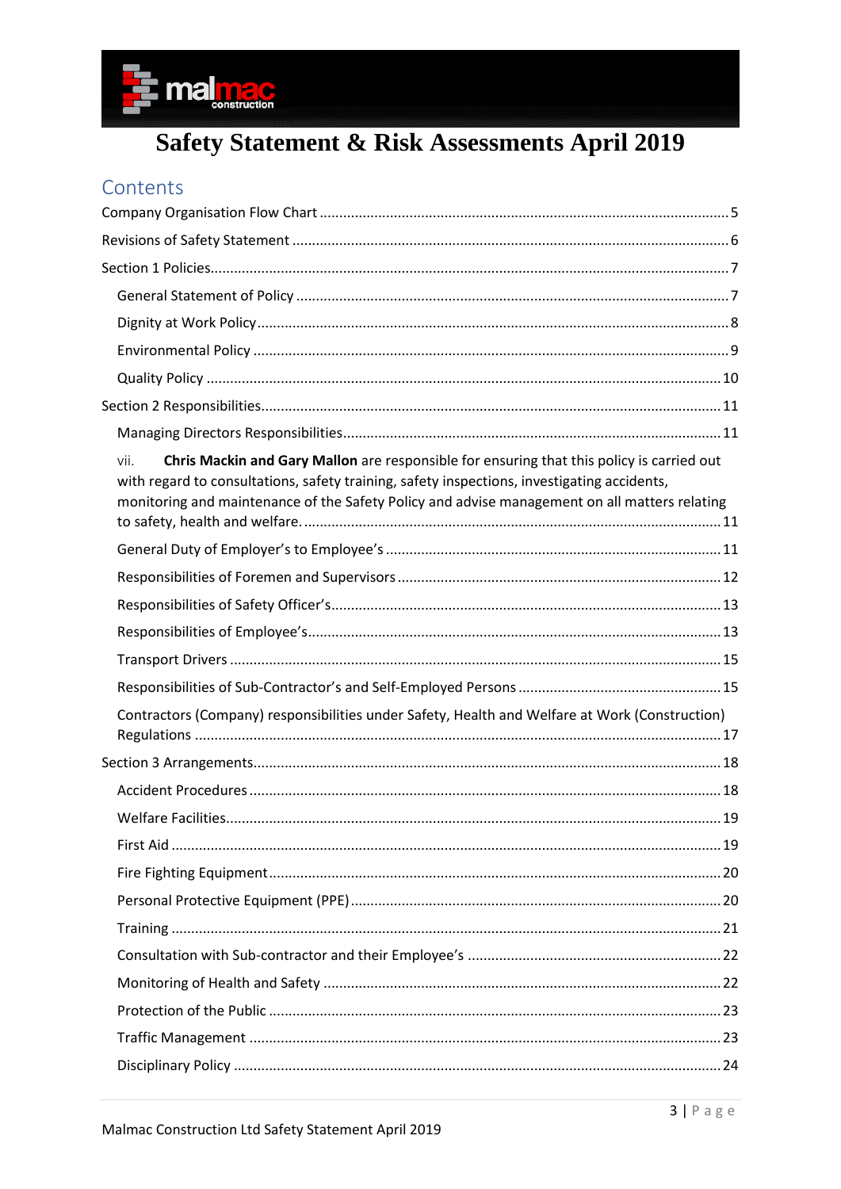# Safety Statement & Risk Assessments April 2019

## Contents

Company Organisation Flow Chart ....................................................................................................5

Revisions of Safety Statement ...........................................................................................................6

Section 1 Policies................................................................................................................................7

- General Statement of Policy ..........................................................................................................7
- Dignity at Work Policy....................................................................................................................8
- Environmental Policy .....................................................................................................................9
- Quality Policy ...............................................................................................................................10

Section 2 Responsibilities..................................................................................................................11

- Managing Directors Responsibilities............................................................................................11
- vii. **Chris Mackin and Gary Mallon** are responsible for ensuring that this policy is carried out with regard to consultations, safety training, safety inspections, investigating accidents, monitoring and maintenance of the Safety Policy and advise management on all matters relating to safety, health and welfare. .......................................................................................................11
- General Duty of Employer's to Employee's ..................................................................................11
- Responsibilities of Foremen and Supervisors ..............................................................................12
- Responsibilities of Safety Officer's................................................................................................13
- Responsibilities of Employee's......................................................................................................13
- Transport Drivers .........................................................................................................................15
- Responsibilities of Sub-Contractor's and Self-Employed Persons ................................................15
- Contractors (Company) responsibilities under Safety, Health and Welfare at Work (Construction) Regulations ..................................................................................................................................17

Section 3 Arrangements....................................................................................................................18

- Accident Procedures ....................................................................................................................18
- Welfare Facilities..........................................................................................................................19
- First Aid ........................................................................................................................................19
- Fire Fighting Equipment...............................................................................................................20
- Personal Protective Equipment (PPE) ..........................................................................................20
- Training ........................................................................................................................................21
- Consultation with Sub-contractor and their Employee's .............................................................22
- Monitoring of Health and Safety ..................................................................................................22
- Protection of the Public ...............................................................................................................23
- Traffic Management ....................................................................................................................23
- Disciplinary Policy ........................................................................................................................24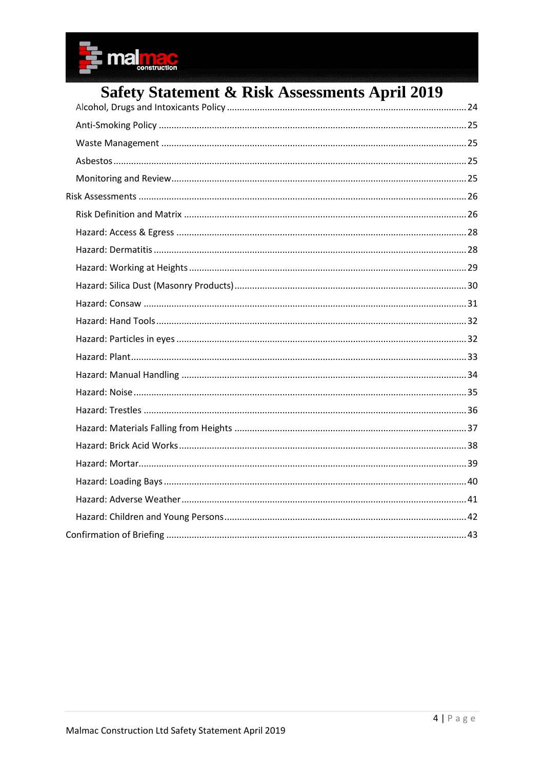Alcohol, Drugs and Intoxicants Policy ........ 24

Anti-Smoking Policy ........ 25

Waste Management ........ 25

Asbestos ........ 25

Monitoring and Review ........ 25

Risk Assessments ........ 26

Risk Definition and Matrix ........ 26

Hazard: Access & Egress ........ 28

Hazard: Dermatitis ........ 28

Hazard: Working at Heights ........ 29

Hazard: Silica Dust (Masonry Products) ........ 30

Hazard: Consaw ........ 31

Hazard: Hand Tools ........ 32

Hazard: Particles in eyes ........ 32

Hazard: Plant ........ 33

Hazard: Manual Handling ........ 34

Hazard: Noise ........ 35

Hazard: Trestles ........ 36

Hazard: Materials Falling from Heights ........ 37

Hazard: Brick Acid Works ........ 38

Hazard: Mortar ........ 39

Hazard: Loading Bays ........ 40

Hazard: Adverse Weather ........ 41

Hazard: Children and Young Persons ........ 42

Confirmation of Briefing ........ 43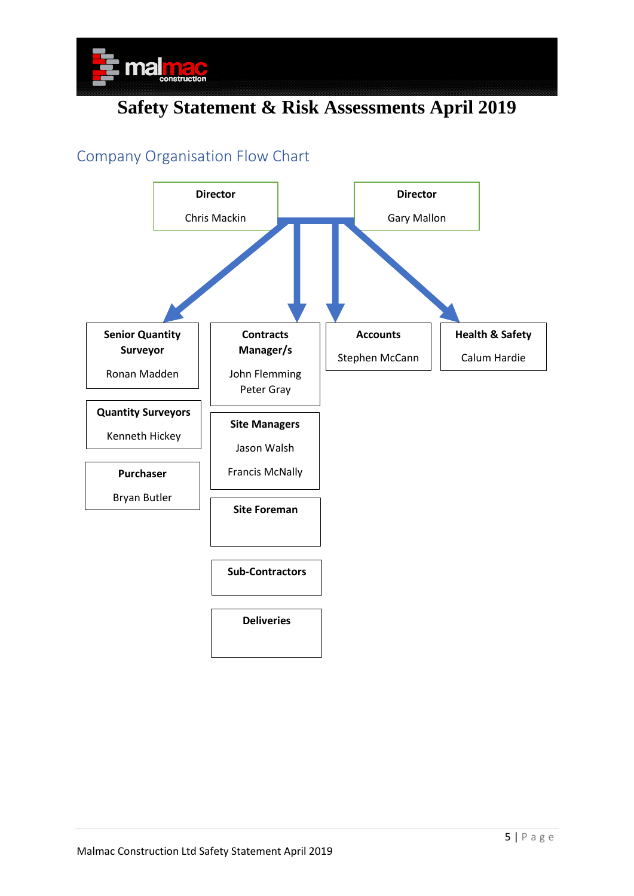# Safety Statement & Risk Assessments April 2019

## Company Organisation Flow Chart

**Director**
Chris Mackin

**Director**
Gary Mallon

**Senior Quantity Surveyor**
Ronan Madden

**Quantity Surveyors**
Kenneth Hickey

**Purchaser**
Bryan Butler

**Contracts Manager/s**
John Flemming
Peter Gray

**Site Managers**
Jason Walsh
Francis McNally

**Site Foreman**

**Sub-Contractors**

**Deliveries**

**Accounts**
Stephen McCann

**Health & Safety**
Calum Hardie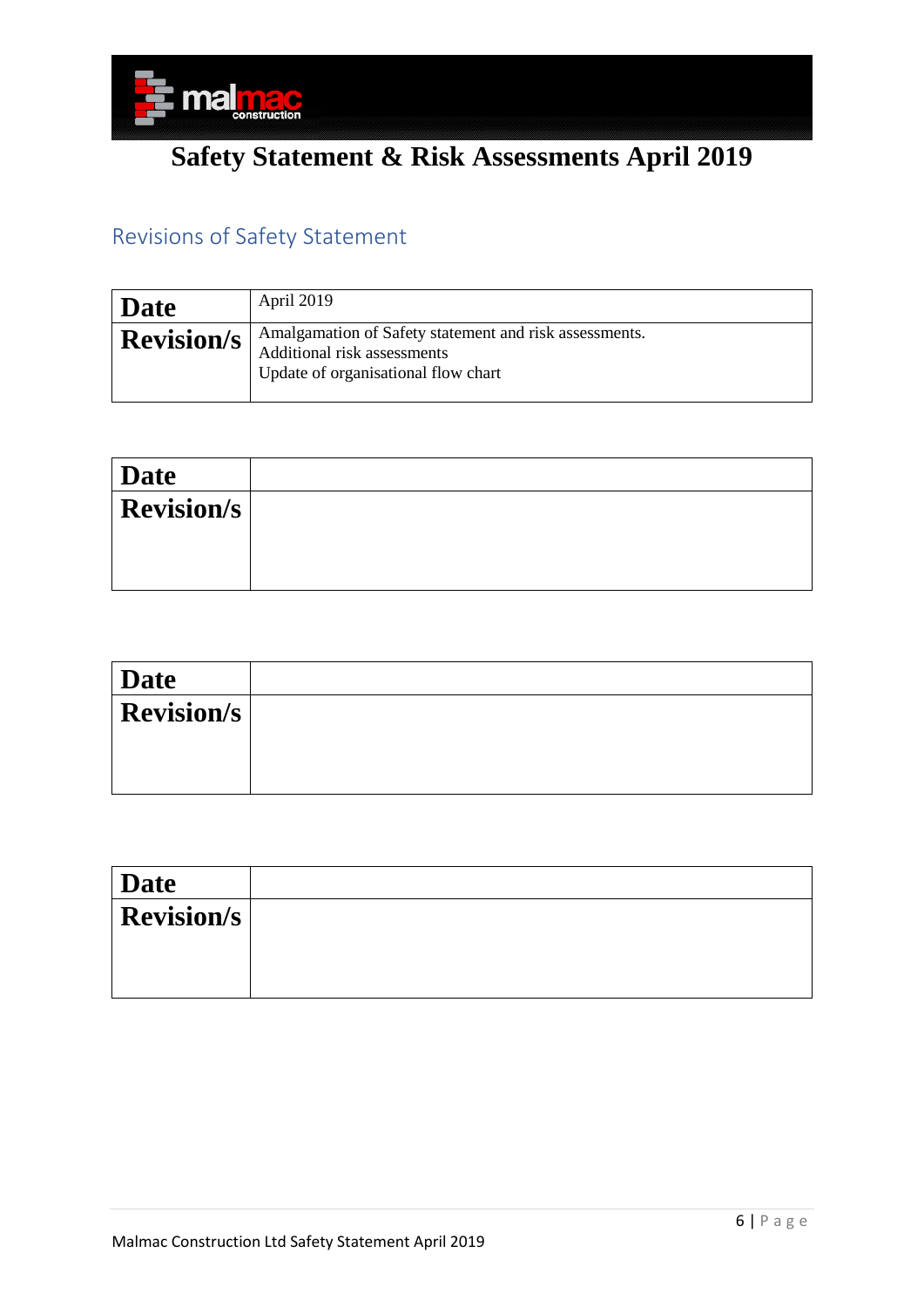# Safety Statement & Risk Assessments April 2019

## Revisions of Safety Statement

| **Date** | April 2019 |
|---|---|
| **Revision/s** | Amalgamation of Safety statement and risk assessments.<br>Additional risk assessments<br>Update of organisational flow chart |

| **Date** | |
|---|---|
| **Revision/s** | |

| **Date** | |
|---|---|
| **Revision/s** | |

| **Date** | |
|---|---|
| **Revision/s** | |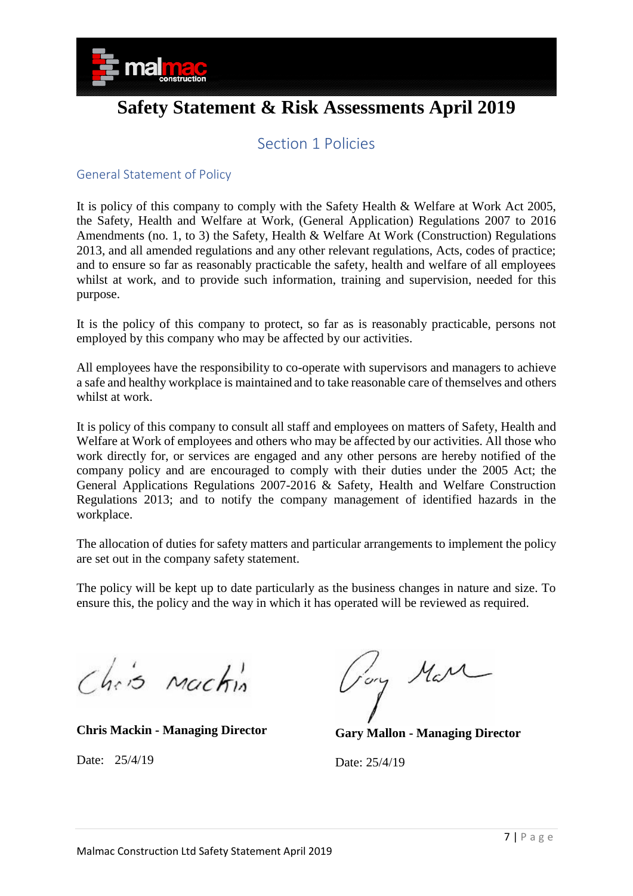# Safety Statement & Risk Assessments April 2019

## Section 1 Policies

### General Statement of Policy

It is policy of this company to comply with the Safety Health & Welfare at Work Act 2005, the Safety, Health and Welfare at Work, (General Application) Regulations 2007 to 2016 Amendments (no. 1, to 3) the Safety, Health & Welfare At Work (Construction) Regulations 2013, and all amended regulations and any other relevant regulations, Acts, codes of practice; and to ensure so far as reasonably practicable the safety, health and welfare of all employees whilst at work, and to provide such information, training and supervision, needed for this purpose.

It is the policy of this company to protect, so far as is reasonably practicable, persons not employed by this company who may be affected by our activities.

All employees have the responsibility to co-operate with supervisors and managers to achieve a safe and healthy workplace is maintained and to take reasonable care of themselves and others whilst at work.

It is policy of this company to consult all staff and employees on matters of Safety, Health and Welfare at Work of employees and others who may be affected by our activities. All those who work directly for, or services are engaged and any other persons are hereby notified of the company policy and are encouraged to comply with their duties under the 2005 Act; the General Applications Regulations 2007-2016 & Safety, Health and Welfare Construction Regulations 2013; and to notify the company management of identified hazards in the workplace.

The allocation of duties for safety matters and particular arrangements to implement the policy are set out in the company safety statement.

The policy will be kept up to date particularly as the business changes in nature and size. To ensure this, the policy and the way in which it has operated will be reviewed as required.

Chris Mackin

**Chris Mackin - Managing Director**

Date: 25/4/19

Gary Mallon

**Gary Mallon - Managing Director**

Date: 25/4/19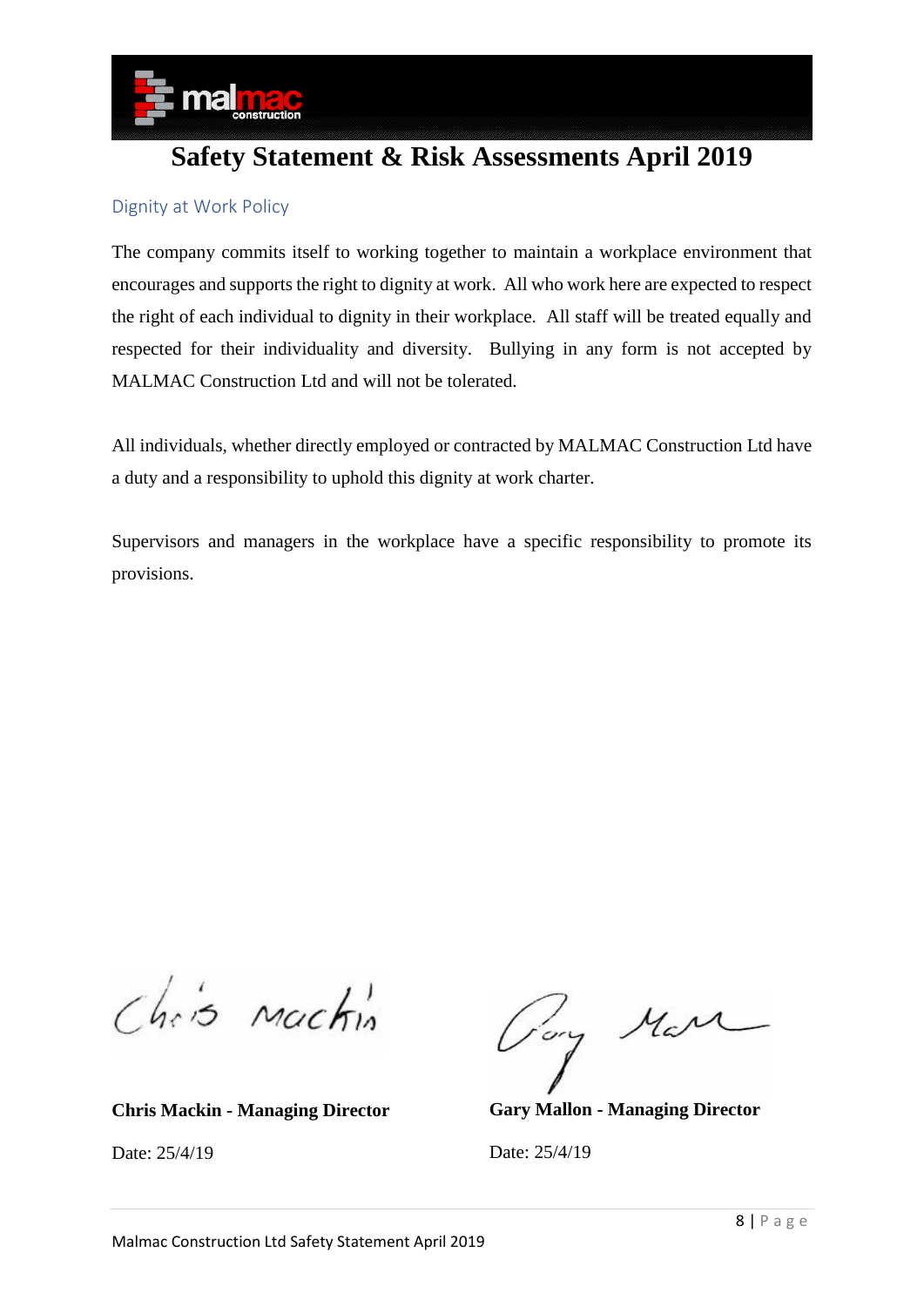# Safety Statement & Risk Assessments April 2019

## Dignity at Work Policy

The company commits itself to working together to maintain a workplace environment that encourages and supports the right to dignity at work. All who work here are expected to respect the right of each individual to dignity in their workplace. All staff will be treated equally and respected for their individuality and diversity. Bullying in any form is not accepted by MALMAC Construction Ltd and will not be tolerated.

All individuals, whether directly employed or contracted by MALMAC Construction Ltd have a duty and a responsibility to uphold this dignity at work charter.

Supervisors and managers in the workplace have a specific responsibility to promote its provisions.

**Chris Mackin - Managing Director**

Date: 25/4/19

**Gary Mallon - Managing Director**

Date: 25/4/19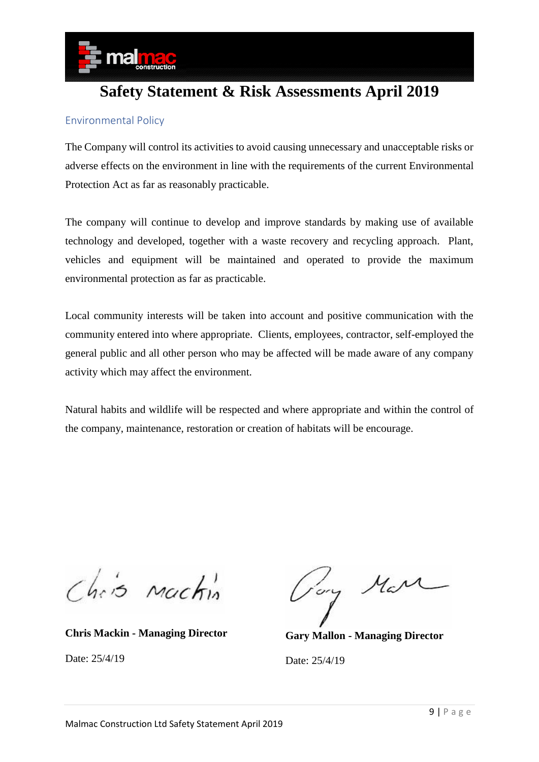# Safety Statement & Risk Assessments April 2019

## Environmental Policy

The Company will control its activities to avoid causing unnecessary and unacceptable risks or adverse effects on the environment in line with the requirements of the current Environmental Protection Act as far as reasonably practicable.

The company will continue to develop and improve standards by making use of available technology and developed, together with a waste recovery and recycling approach. Plant, vehicles and equipment will be maintained and operated to provide the maximum environmental protection as far as practicable.

Local community interests will be taken into account and positive communication with the community entered into where appropriate. Clients, employees, contractor, self-employed the general public and all other person who may be affected will be made aware of any company activity which may affect the environment.

Natural habits and wildlife will be respected and where appropriate and within the control of the company, maintenance, restoration or creation of habitats will be encourage.

**Chris Mackin - Managing Director**

Date: 25/4/19

**Gary Mallon - Managing Director**

Date: 25/4/19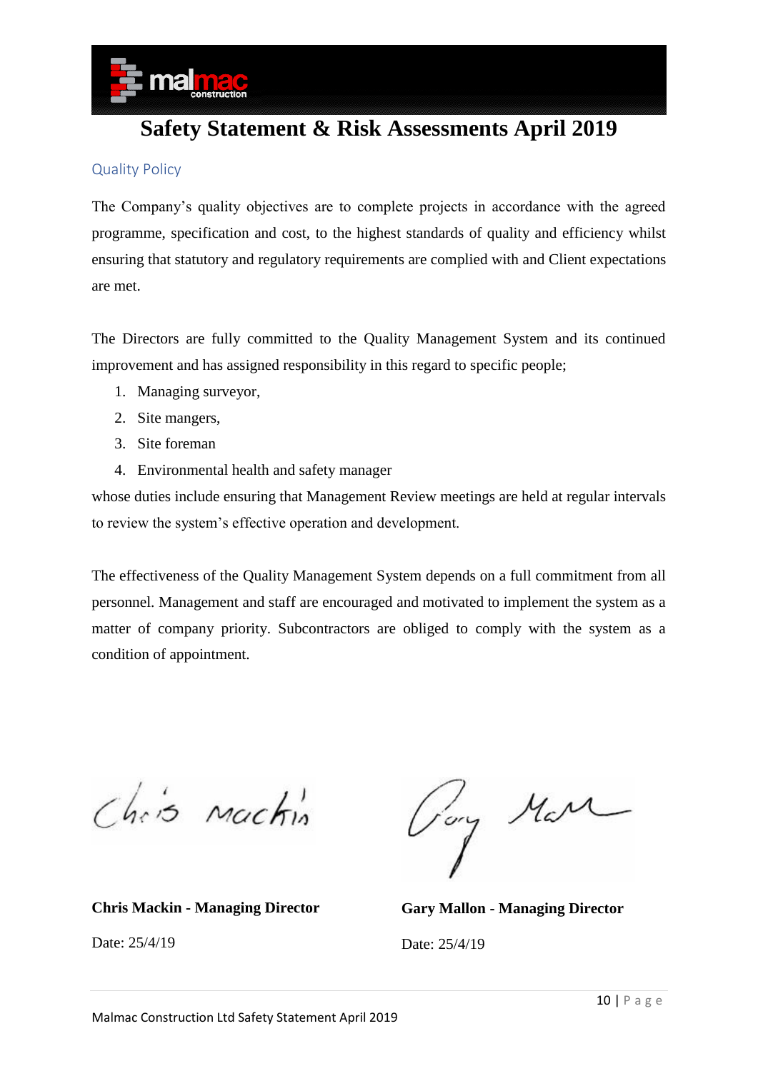# Safety Statement & Risk Assessments April 2019

## Quality Policy

The Company's quality objectives are to complete projects in accordance with the agreed programme, specification and cost, to the highest standards of quality and efficiency whilst ensuring that statutory and regulatory requirements are complied with and Client expectations are met.

The Directors are fully committed to the Quality Management System and its continued improvement and has assigned responsibility in this regard to specific people;

1. Managing surveyor,
2. Site mangers,
3. Site foreman
4. Environmental health and safety manager

whose duties include ensuring that Management Review meetings are held at regular intervals to review the system's effective operation and development.

The effectiveness of the Quality Management System depends on a full commitment from all personnel. Management and staff are encouraged and motivated to implement the system as a matter of company priority. Subcontractors are obliged to comply with the system as a condition of appointment.

**Chris Mackin - Managing Director**

Date: 25/4/19

**Gary Mallon - Managing Director**

Date: 25/4/19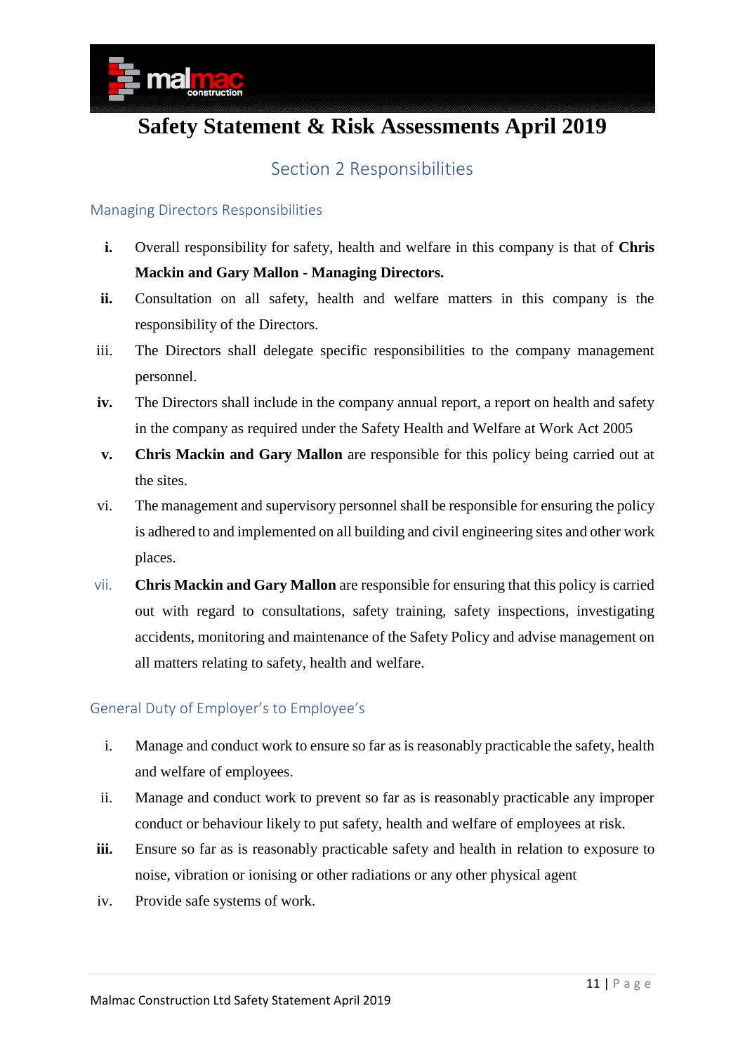# Safety Statement & Risk Assessments April 2019

## Section 2 Responsibilities

### Managing Directors Responsibilities

i. Overall responsibility for safety, health and welfare in this company is that of **Chris Mackin and Gary Mallon - Managing Directors.**

ii. Consultation on all safety, health and welfare matters in this company is the responsibility of the Directors.

iii. The Directors shall delegate specific responsibilities to the company management personnel.

iv. The Directors shall include in the company annual report, a report on health and safety in the company as required under the Safety Health and Welfare at Work Act 2005

v. **Chris Mackin and Gary Mallon** are responsible for this policy being carried out at the sites.

vi. The management and supervisory personnel shall be responsible for ensuring the policy is adhered to and implemented on all building and civil engineering sites and other work places.

vii. **Chris Mackin and Gary Mallon** are responsible for ensuring that this policy is carried out with regard to consultations, safety training, safety inspections, investigating accidents, monitoring and maintenance of the Safety Policy and advise management on all matters relating to safety, health and welfare.

### General Duty of Employer's to Employee's

i. Manage and conduct work to ensure so far as is reasonably practicable the safety, health and welfare of employees.

ii. Manage and conduct work to prevent so far as is reasonably practicable any improper conduct or behaviour likely to put safety, health and welfare of employees at risk.

iii. Ensure so far as is reasonably practicable safety and health in relation to exposure to noise, vibration or ionising or other radiations or any other physical agent

iv. Provide safe systems of work.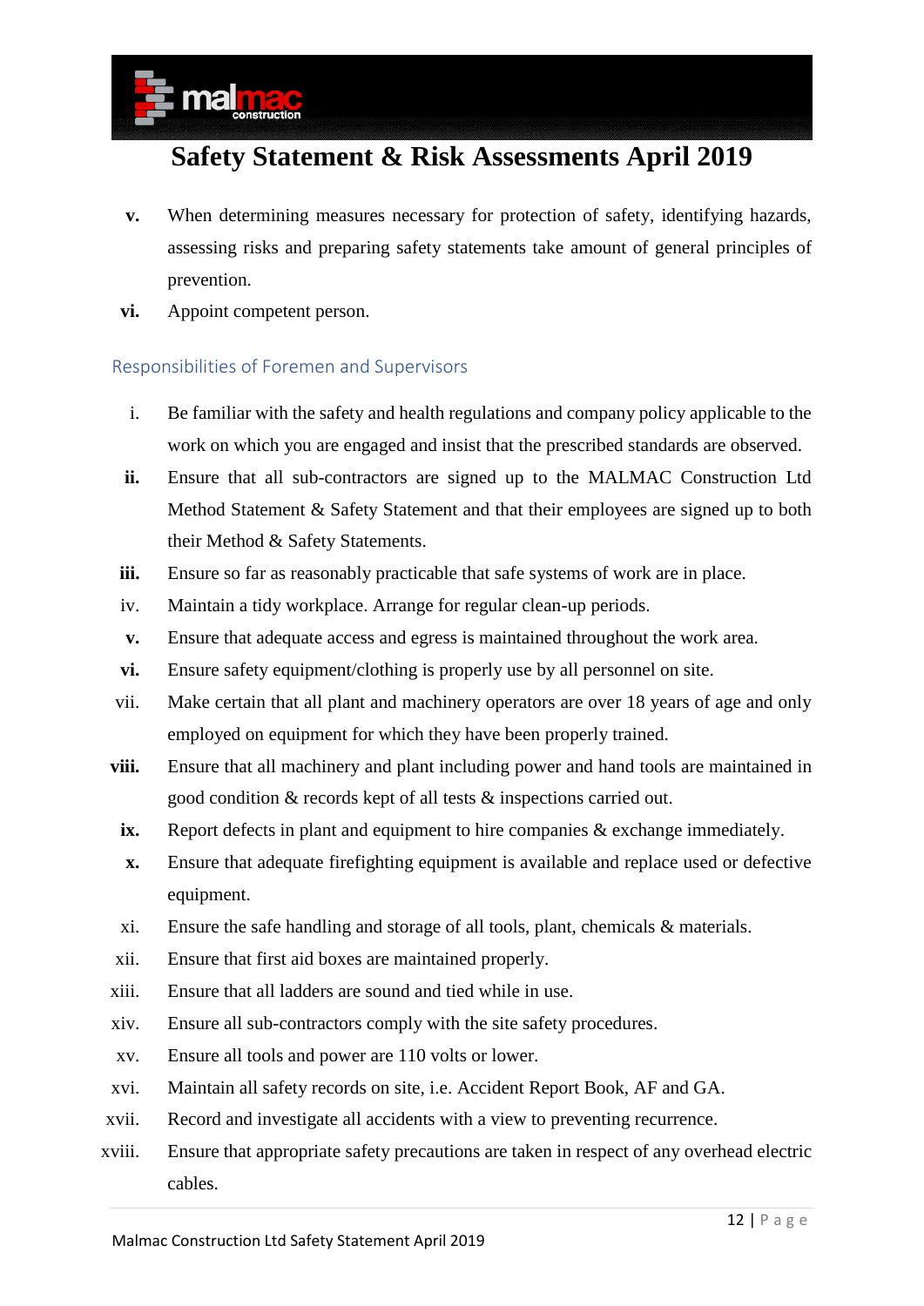v. When determining measures necessary for protection of safety, identifying hazards, assessing risks and preparing safety statements take amount of general principles of prevention.

vi. Appoint competent person.

## Responsibilities of Foremen and Supervisors

i. Be familiar with the safety and health regulations and company policy applicable to the work on which you are engaged and insist that the prescribed standards are observed.

ii. Ensure that all sub-contractors are signed up to the MALMAC Construction Ltd Method Statement & Safety Statement and that their employees are signed up to both their Method & Safety Statements.

iii. Ensure so far as reasonably practicable that safe systems of work are in place.

iv. Maintain a tidy workplace. Arrange for regular clean-up periods.

v. Ensure that adequate access and egress is maintained throughout the work area.

vi. Ensure safety equipment/clothing is properly use by all personnel on site.

vii. Make certain that all plant and machinery operators are over 18 years of age and only employed on equipment for which they have been properly trained.

viii. Ensure that all machinery and plant including power and hand tools are maintained in good condition & records kept of all tests & inspections carried out.

ix. Report defects in plant and equipment to hire companies & exchange immediately.

x. Ensure that adequate firefighting equipment is available and replace used or defective equipment.

xi. Ensure the safe handling and storage of all tools, plant, chemicals & materials.

xii. Ensure that first aid boxes are maintained properly.

xiii. Ensure that all ladders are sound and tied while in use.

xiv. Ensure all sub-contractors comply with the site safety procedures.

xv. Ensure all tools and power are 110 volts or lower.

xvi. Maintain all safety records on site, i.e. Accident Report Book, AF and GA.

xvii. Record and investigate all accidents with a view to preventing recurrence.

xviii. Ensure that appropriate safety precautions are taken in respect of any overhead electric cables.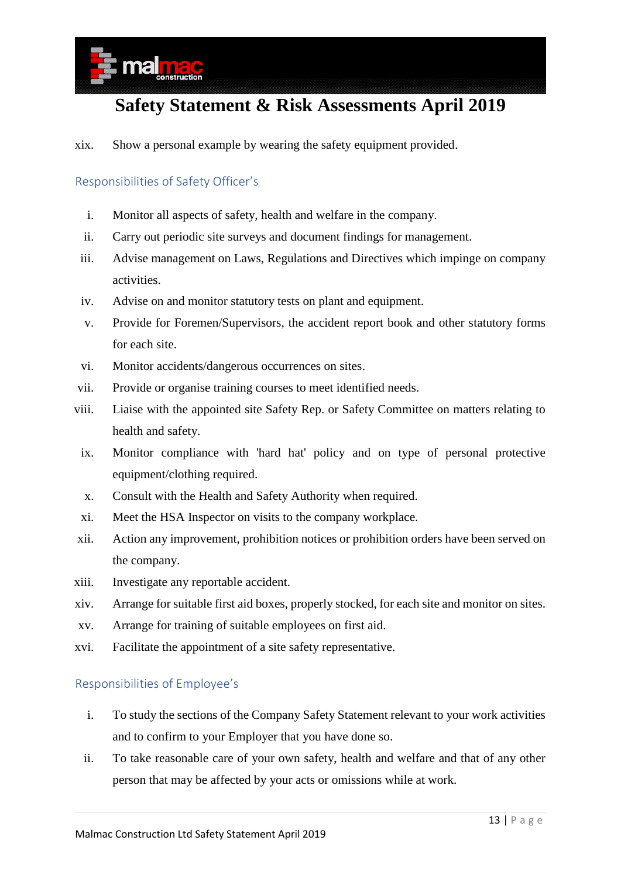xix. Show a personal example by wearing the safety equipment provided.

## Responsibilities of Safety Officer's

i. Monitor all aspects of safety, health and welfare in the company.
ii. Carry out periodic site surveys and document findings for management.
iii. Advise management on Laws, Regulations and Directives which impinge on company activities.
iv. Advise on and monitor statutory tests on plant and equipment.
v. Provide for Foremen/Supervisors, the accident report book and other statutory forms for each site.
vi. Monitor accidents/dangerous occurrences on sites.
vii. Provide or organise training courses to meet identified needs.
viii. Liaise with the appointed site Safety Rep. or Safety Committee on matters relating to health and safety.
ix. Monitor compliance with 'hard hat' policy and on type of personal protective equipment/clothing required.
x. Consult with the Health and Safety Authority when required.
xi. Meet the HSA Inspector on visits to the company workplace.
xii. Action any improvement, prohibition notices or prohibition orders have been served on the company.
xiii. Investigate any reportable accident.
xiv. Arrange for suitable first aid boxes, properly stocked, for each site and monitor on sites.
xv. Arrange for training of suitable employees on first aid.
xvi. Facilitate the appointment of a site safety representative.

## Responsibilities of Employee's

i. To study the sections of the Company Safety Statement relevant to your work activities and to confirm to your Employer that you have done so.
ii. To take reasonable care of your own safety, health and welfare and that of any other person that may be affected by your acts or omissions while at work.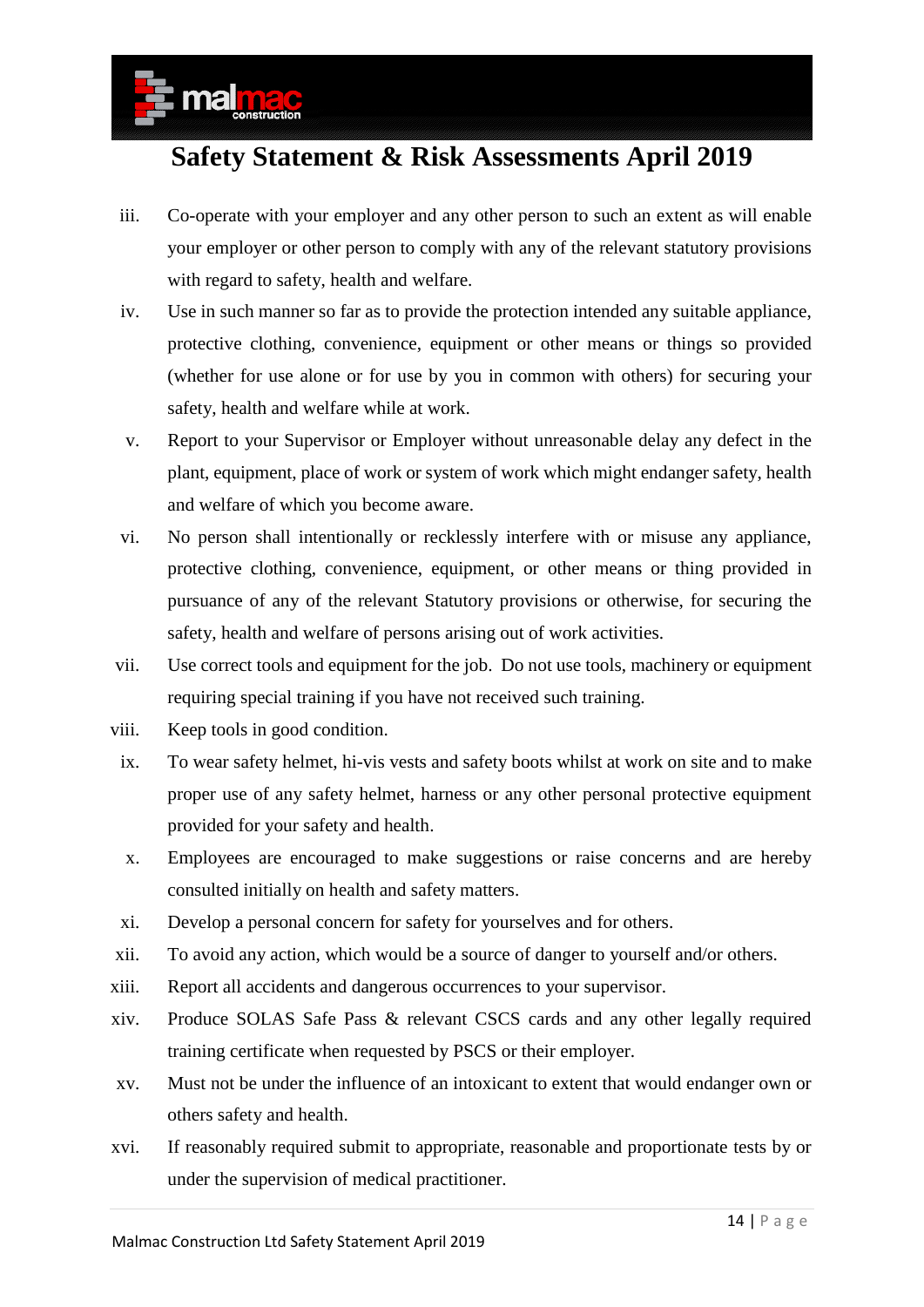iii. Co-operate with your employer and any other person to such an extent as will enable your employer or other person to comply with any of the relevant statutory provisions with regard to safety, health and welfare.

iv. Use in such manner so far as to provide the protection intended any suitable appliance, protective clothing, convenience, equipment or other means or things so provided (whether for use alone or for use by you in common with others) for securing your safety, health and welfare while at work.

v. Report to your Supervisor or Employer without unreasonable delay any defect in the plant, equipment, place of work or system of work which might endanger safety, health and welfare of which you become aware.

vi. No person shall intentionally or recklessly interfere with or misuse any appliance, protective clothing, convenience, equipment, or other means or thing provided in pursuance of any of the relevant Statutory provisions or otherwise, for securing the safety, health and welfare of persons arising out of work activities.

vii. Use correct tools and equipment for the job. Do not use tools, machinery or equipment requiring special training if you have not received such training.

viii. Keep tools in good condition.

ix. To wear safety helmet, hi-vis vests and safety boots whilst at work on site and to make proper use of any safety helmet, harness or any other personal protective equipment provided for your safety and health.

x. Employees are encouraged to make suggestions or raise concerns and are hereby consulted initially on health and safety matters.

xi. Develop a personal concern for safety for yourselves and for others.

xii. To avoid any action, which would be a source of danger to yourself and/or others.

xiii. Report all accidents and dangerous occurrences to your supervisor.

xiv. Produce SOLAS Safe Pass & relevant CSCS cards and any other legally required training certificate when requested by PSCS or their employer.

xv. Must not be under the influence of an intoxicant to extent that would endanger own or others safety and health.

xvi. If reasonably required submit to appropriate, reasonable and proportionate tests by or under the supervision of medical practitioner.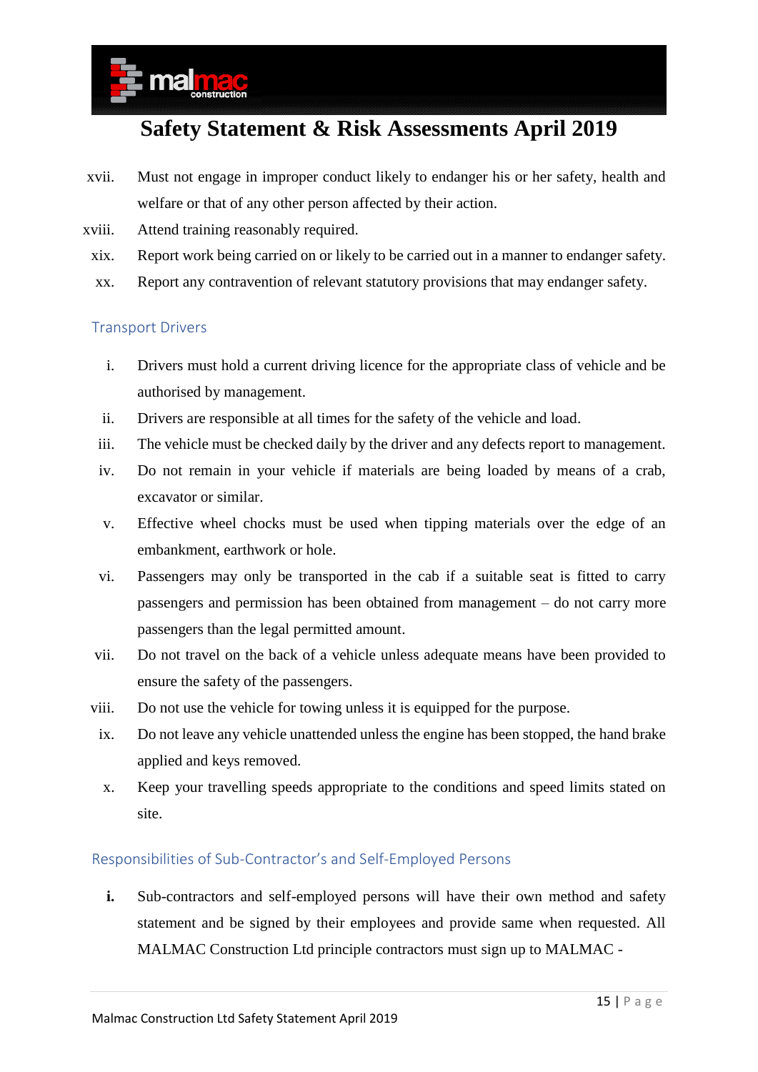xvii. Must not engage in improper conduct likely to endanger his or her safety, health and welfare or that of any other person affected by their action.

xviii. Attend training reasonably required.

xix. Report work being carried on or likely to be carried out in a manner to endanger safety.

xx. Report any contravention of relevant statutory provisions that may endanger safety.

## Transport Drivers

i. Drivers must hold a current driving licence for the appropriate class of vehicle and be authorised by management.

ii. Drivers are responsible at all times for the safety of the vehicle and load.

iii. The vehicle must be checked daily by the driver and any defects report to management.

iv. Do not remain in your vehicle if materials are being loaded by means of a crab, excavator or similar.

v. Effective wheel chocks must be used when tipping materials over the edge of an embankment, earthwork or hole.

vi. Passengers may only be transported in the cab if a suitable seat is fitted to carry passengers and permission has been obtained from management – do not carry more passengers than the legal permitted amount.

vii. Do not travel on the back of a vehicle unless adequate means have been provided to ensure the safety of the passengers.

viii. Do not use the vehicle for towing unless it is equipped for the purpose.

ix. Do not leave any vehicle unattended unless the engine has been stopped, the hand brake applied and keys removed.

x. Keep your travelling speeds appropriate to the conditions and speed limits stated on site.

## Responsibilities of Sub-Contractor's and Self-Employed Persons

**i.** Sub-contractors and self-employed persons will have their own method and safety statement and be signed by their employees and provide same when requested. All MALMAC Construction Ltd principle contractors must sign up to MALMAC -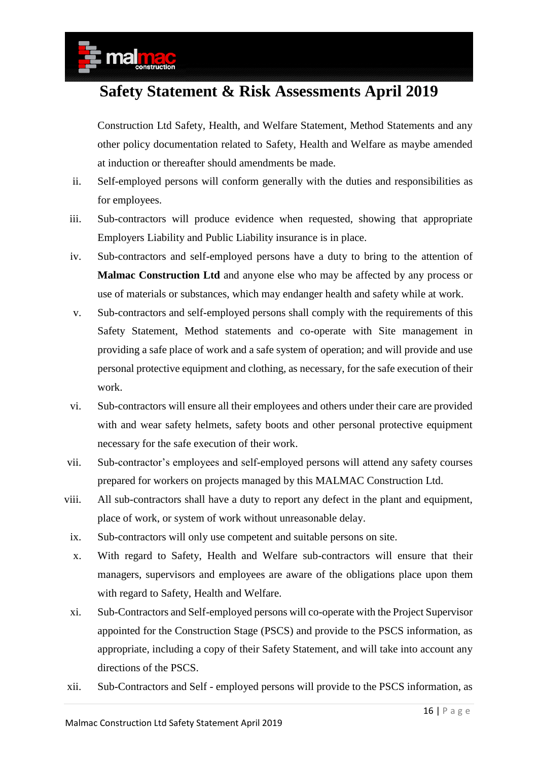Construction Ltd Safety, Health, and Welfare Statement, Method Statements and any other policy documentation related to Safety, Health and Welfare as maybe amended at induction or thereafter should amendments be made.

ii. Self-employed persons will conform generally with the duties and responsibilities as for employees.

iii. Sub-contractors will produce evidence when requested, showing that appropriate Employers Liability and Public Liability insurance is in place.

iv. Sub-contractors and self-employed persons have a duty to bring to the attention of **Malmac Construction Ltd** and anyone else who may be affected by any process or use of materials or substances, which may endanger health and safety while at work.

v. Sub-contractors and self-employed persons shall comply with the requirements of this Safety Statement, Method statements and co-operate with Site management in providing a safe place of work and a safe system of operation; and will provide and use personal protective equipment and clothing, as necessary, for the safe execution of their work.

vi. Sub-contractors will ensure all their employees and others under their care are provided with and wear safety helmets, safety boots and other personal protective equipment necessary for the safe execution of their work.

vii. Sub-contractor's employees and self-employed persons will attend any safety courses prepared for workers on projects managed by this MALMAC Construction Ltd.

viii. All sub-contractors shall have a duty to report any defect in the plant and equipment, place of work, or system of work without unreasonable delay.

ix. Sub-contractors will only use competent and suitable persons on site.

x. With regard to Safety, Health and Welfare sub-contractors will ensure that their managers, supervisors and employees are aware of the obligations place upon them with regard to Safety, Health and Welfare.

xi. Sub-Contractors and Self-employed persons will co-operate with the Project Supervisor appointed for the Construction Stage (PSCS) and provide to the PSCS information, as appropriate, including a copy of their Safety Statement, and will take into account any directions of the PSCS.

xii. Sub-Contractors and Self - employed persons will provide to the PSCS information, as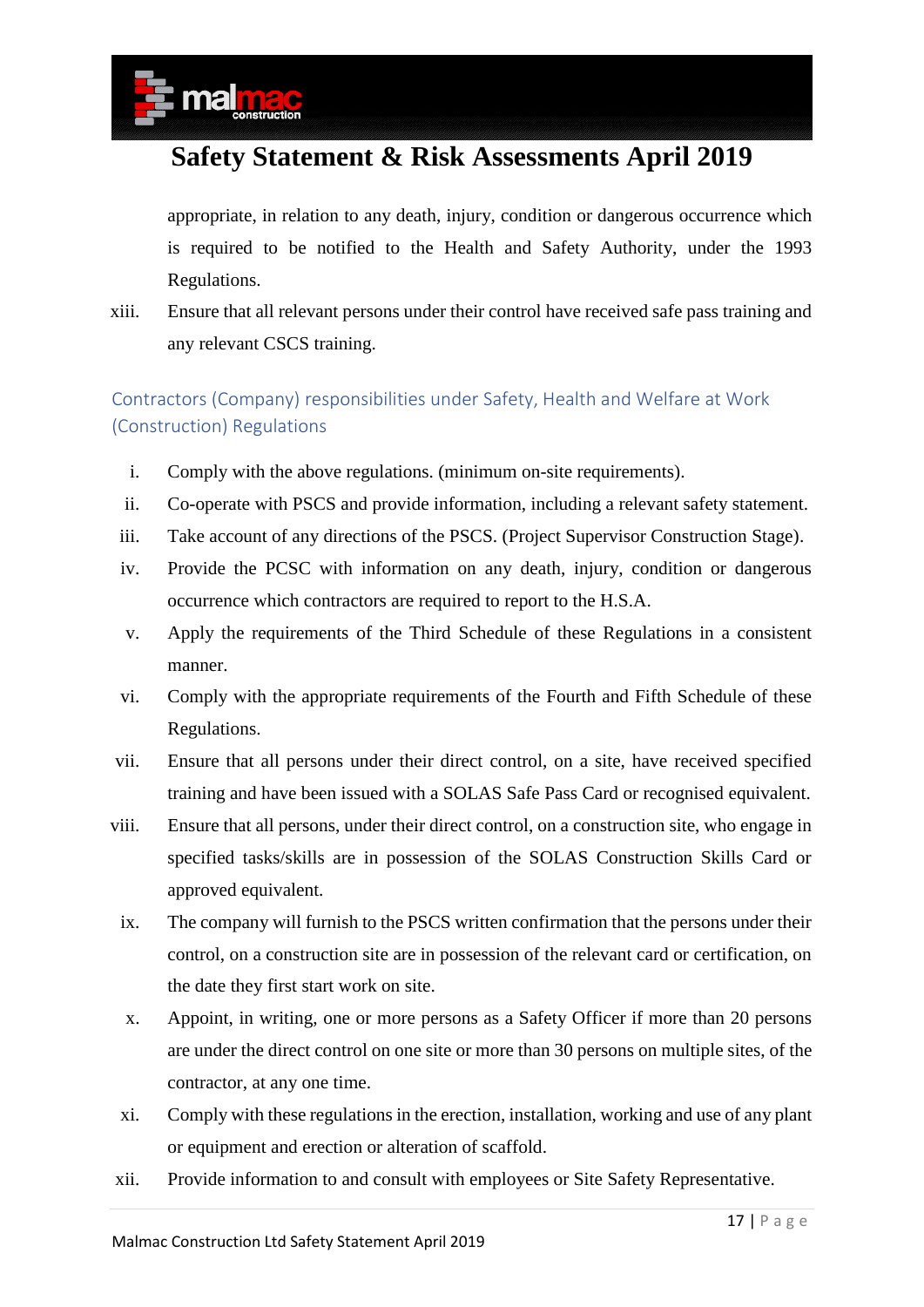appropriate, in relation to any death, injury, condition or dangerous occurrence which is required to be notified to the Health and Safety Authority, under the 1993 Regulations.

xiii. Ensure that all relevant persons under their control have received safe pass training and any relevant CSCS training.

## Contractors (Company) responsibilities under Safety, Health and Welfare at Work (Construction) Regulations

i. Comply with the above regulations. (minimum on-site requirements).

ii. Co-operate with PSCS and provide information, including a relevant safety statement.

iii. Take account of any directions of the PSCS. (Project Supervisor Construction Stage).

iv. Provide the PCSC with information on any death, injury, condition or dangerous occurrence which contractors are required to report to the H.S.A.

v. Apply the requirements of the Third Schedule of these Regulations in a consistent manner.

vi. Comply with the appropriate requirements of the Fourth and Fifth Schedule of these Regulations.

vii. Ensure that all persons under their direct control, on a site, have received specified training and have been issued with a SOLAS Safe Pass Card or recognised equivalent.

viii. Ensure that all persons, under their direct control, on a construction site, who engage in specified tasks/skills are in possession of the SOLAS Construction Skills Card or approved equivalent.

ix. The company will furnish to the PSCS written confirmation that the persons under their control, on a construction site are in possession of the relevant card or certification, on the date they first start work on site.

x. Appoint, in writing, one or more persons as a Safety Officer if more than 20 persons are under the direct control on one site or more than 30 persons on multiple sites, of the contractor, at any one time.

xi. Comply with these regulations in the erection, installation, working and use of any plant or equipment and erection or alteration of scaffold.

xii. Provide information to and consult with employees or Site Safety Representative.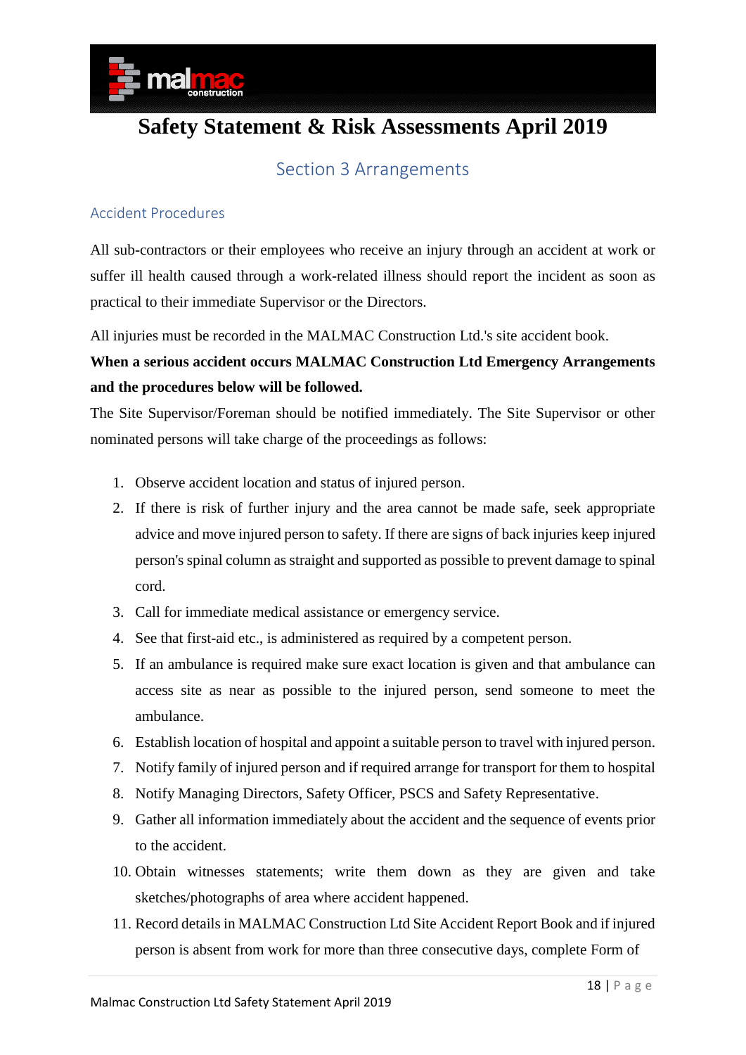# Safety Statement & Risk Assessments April 2019

## Section 3 Arrangements

### Accident Procedures

All sub-contractors or their employees who receive an injury through an accident at work or suffer ill health caused through a work-related illness should report the incident as soon as practical to their immediate Supervisor or the Directors.

All injuries must be recorded in the MALMAC Construction Ltd.'s site accident book.

**When a serious accident occurs MALMAC Construction Ltd Emergency Arrangements and the procedures below will be followed.**

The Site Supervisor/Foreman should be notified immediately. The Site Supervisor or other nominated persons will take charge of the proceedings as follows:

1. Observe accident location and status of injured person.
2. If there is risk of further injury and the area cannot be made safe, seek appropriate advice and move injured person to safety. If there are signs of back injuries keep injured person's spinal column as straight and supported as possible to prevent damage to spinal cord.
3. Call for immediate medical assistance or emergency service.
4. See that first-aid etc., is administered as required by a competent person.
5. If an ambulance is required make sure exact location is given and that ambulance can access site as near as possible to the injured person, send someone to meet the ambulance.
6. Establish location of hospital and appoint a suitable person to travel with injured person.
7. Notify family of injured person and if required arrange for transport for them to hospital
8. Notify Managing Directors, Safety Officer, PSCS and Safety Representative.
9. Gather all information immediately about the accident and the sequence of events prior to the accident.
10. Obtain witnesses statements; write them down as they are given and take sketches/photographs of area where accident happened.
11. Record details in MALMAC Construction Ltd Site Accident Report Book and if injured person is absent from work for more than three consecutive days, complete Form of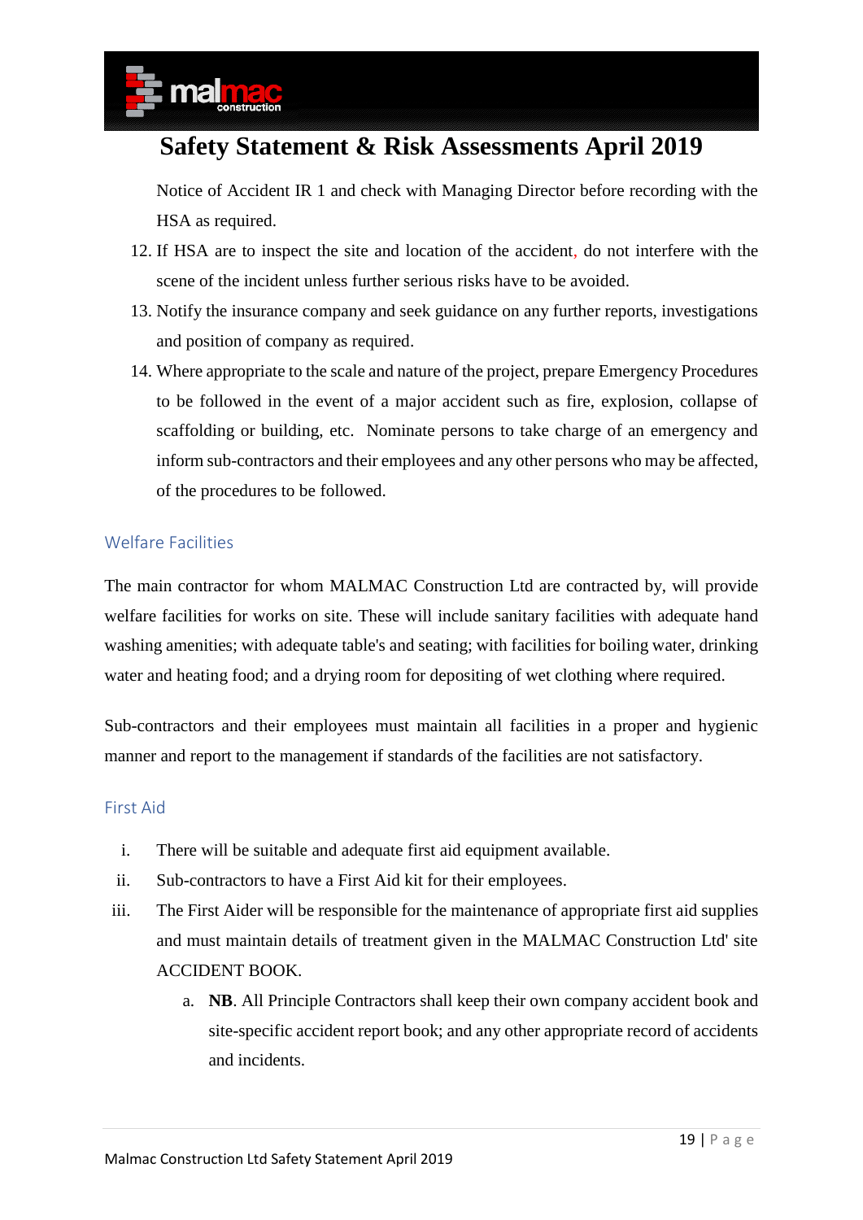Notice of Accident IR 1 and check with Managing Director before recording with the HSA as required.

12. If HSA are to inspect the site and location of the accident, do not interfere with the scene of the incident unless further serious risks have to be avoided.
13. Notify the insurance company and seek guidance on any further reports, investigations and position of company as required.
14. Where appropriate to the scale and nature of the project, prepare Emergency Procedures to be followed in the event of a major accident such as fire, explosion, collapse of scaffolding or building, etc. Nominate persons to take charge of an emergency and inform sub-contractors and their employees and any other persons who may be affected, of the procedures to be followed.

## Welfare Facilities

The main contractor for whom MALMAC Construction Ltd are contracted by, will provide welfare facilities for works on site. These will include sanitary facilities with adequate hand washing amenities; with adequate table's and seating; with facilities for boiling water, drinking water and heating food; and a drying room for depositing of wet clothing where required.

Sub-contractors and their employees must maintain all facilities in a proper and hygienic manner and report to the management if standards of the facilities are not satisfactory.

## First Aid

i. There will be suitable and adequate first aid equipment available.
ii. Sub-contractors to have a First Aid kit for their employees.
iii. The First Aider will be responsible for the maintenance of appropriate first aid supplies and must maintain details of treatment given in the MALMAC Construction Ltd' site ACCIDENT BOOK.
    a. **NB**. All Principle Contractors shall keep their own company accident book and site-specific accident report book; and any other appropriate record of accidents and incidents.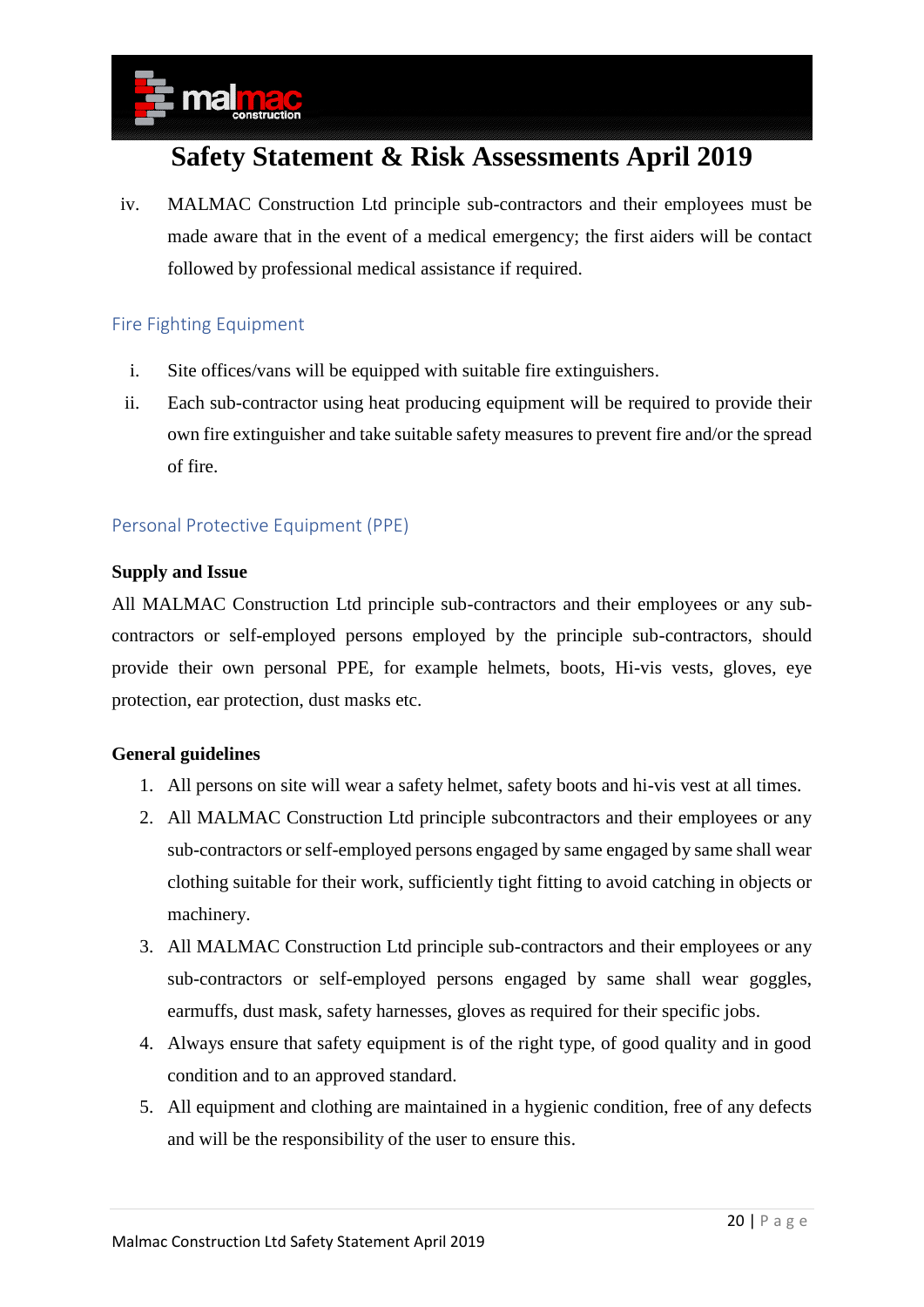iv. MALMAC Construction Ltd principle sub-contractors and their employees must be made aware that in the event of a medical emergency; the first aiders will be contact followed by professional medical assistance if required.

## Fire Fighting Equipment

i. Site offices/vans will be equipped with suitable fire extinguishers.

ii. Each sub-contractor using heat producing equipment will be required to provide their own fire extinguisher and take suitable safety measures to prevent fire and/or the spread of fire.

## Personal Protective Equipment (PPE)

**Supply and Issue**

All MALMAC Construction Ltd principle sub-contractors and their employees or any sub-contractors or self-employed persons employed by the principle sub-contractors, should provide their own personal PPE, for example helmets, boots, Hi-vis vests, gloves, eye protection, ear protection, dust masks etc.

**General guidelines**

1. All persons on site will wear a safety helmet, safety boots and hi-vis vest at all times.
2. All MALMAC Construction Ltd principle subcontractors and their employees or any sub-contractors or self-employed persons engaged by same engaged by same shall wear clothing suitable for their work, sufficiently tight fitting to avoid catching in objects or machinery.
3. All MALMAC Construction Ltd principle sub-contractors and their employees or any sub-contractors or self-employed persons engaged by same shall wear goggles, earmuffs, dust mask, safety harnesses, gloves as required for their specific jobs.
4. Always ensure that safety equipment is of the right type, of good quality and in good condition and to an approved standard.
5. All equipment and clothing are maintained in a hygienic condition, free of any defects and will be the responsibility of the user to ensure this.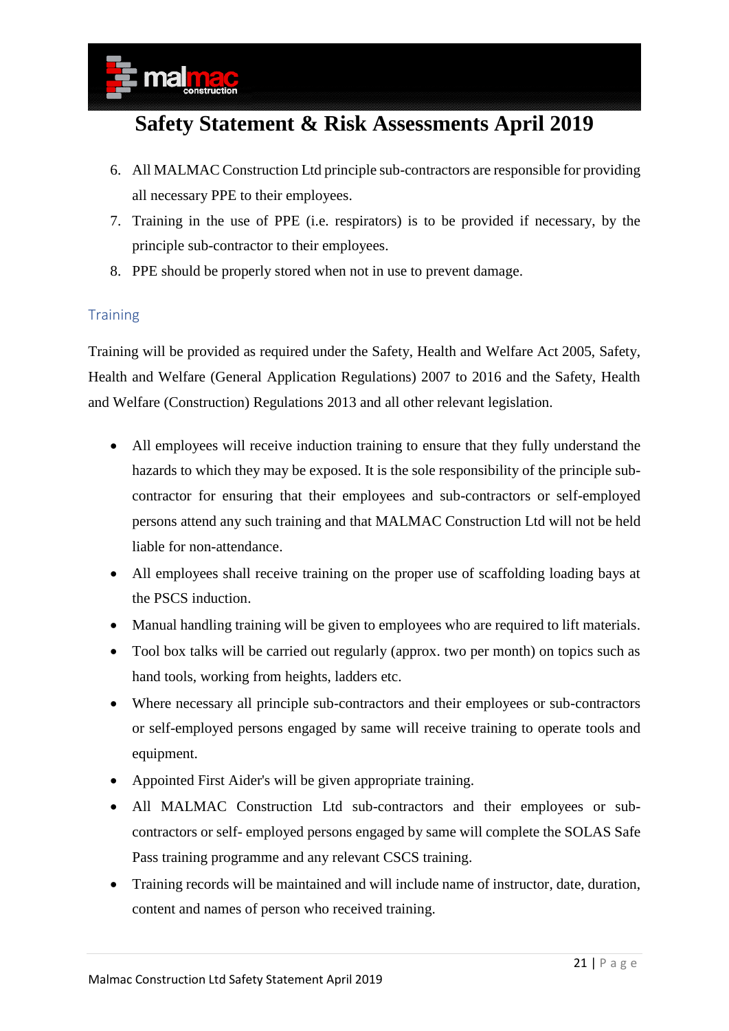6. All MALMAC Construction Ltd principle sub-contractors are responsible for providing all necessary PPE to their employees.
7. Training in the use of PPE (i.e. respirators) is to be provided if necessary, by the principle sub-contractor to their employees.
8. PPE should be properly stored when not in use to prevent damage.

## Training

Training will be provided as required under the Safety, Health and Welfare Act 2005, Safety, Health and Welfare (General Application Regulations) 2007 to 2016 and the Safety, Health and Welfare (Construction) Regulations 2013 and all other relevant legislation.

- All employees will receive induction training to ensure that they fully understand the hazards to which they may be exposed. It is the sole responsibility of the principle sub-contractor for ensuring that their employees and sub-contractors or self-employed persons attend any such training and that MALMAC Construction Ltd will not be held liable for non-attendance.
- All employees shall receive training on the proper use of scaffolding loading bays at the PSCS induction.
- Manual handling training will be given to employees who are required to lift materials.
- Tool box talks will be carried out regularly (approx. two per month) on topics such as hand tools, working from heights, ladders etc.
- Where necessary all principle sub-contractors and their employees or sub-contractors or self-employed persons engaged by same will receive training to operate tools and equipment.
- Appointed First Aider's will be given appropriate training.
- All MALMAC Construction Ltd sub-contractors and their employees or sub-contractors or self- employed persons engaged by same will complete the SOLAS Safe Pass training programme and any relevant CSCS training.
- Training records will be maintained and will include name of instructor, date, duration, content and names of person who received training.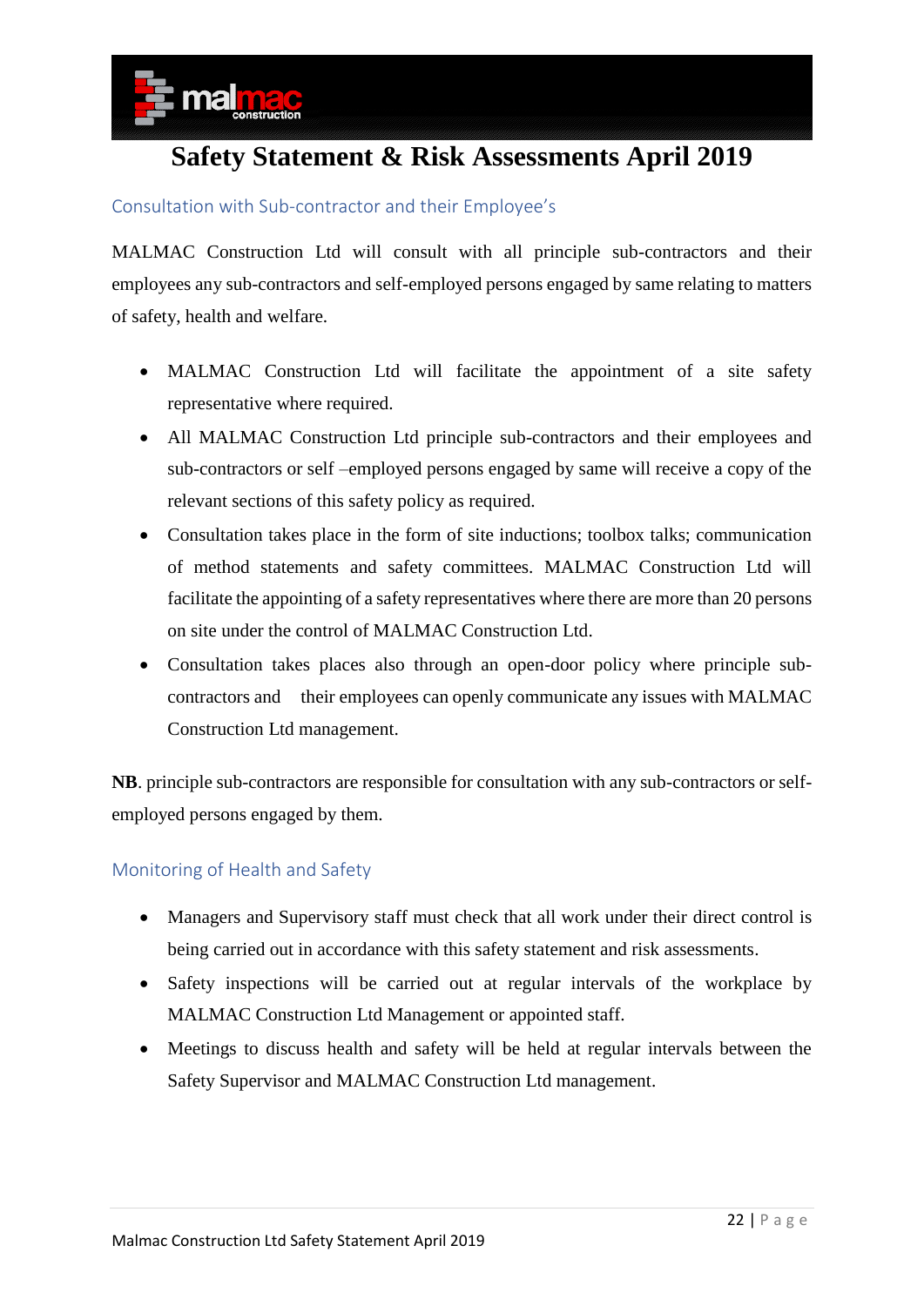## Consultation with Sub-contractor and their Employee's

MALMAC Construction Ltd will consult with all principle sub-contractors and their employees any sub-contractors and self-employed persons engaged by same relating to matters of safety, health and welfare.

- MALMAC Construction Ltd will facilitate the appointment of a site safety representative where required.
- All MALMAC Construction Ltd principle sub-contractors and their employees and sub-contractors or self –employed persons engaged by same will receive a copy of the relevant sections of this safety policy as required.
- Consultation takes place in the form of site inductions; toolbox talks; communication of method statements and safety committees. MALMAC Construction Ltd will facilitate the appointing of a safety representatives where there are more than 20 persons on site under the control of MALMAC Construction Ltd.
- Consultation takes places also through an open-door policy where principle sub-contractors and their employees can openly communicate any issues with MALMAC Construction Ltd management.

**NB**. principle sub-contractors are responsible for consultation with any sub-contractors or self-employed persons engaged by them.

## Monitoring of Health and Safety

- Managers and Supervisory staff must check that all work under their direct control is being carried out in accordance with this safety statement and risk assessments.
- Safety inspections will be carried out at regular intervals of the workplace by MALMAC Construction Ltd Management or appointed staff.
- Meetings to discuss health and safety will be held at regular intervals between the Safety Supervisor and MALMAC Construction Ltd management.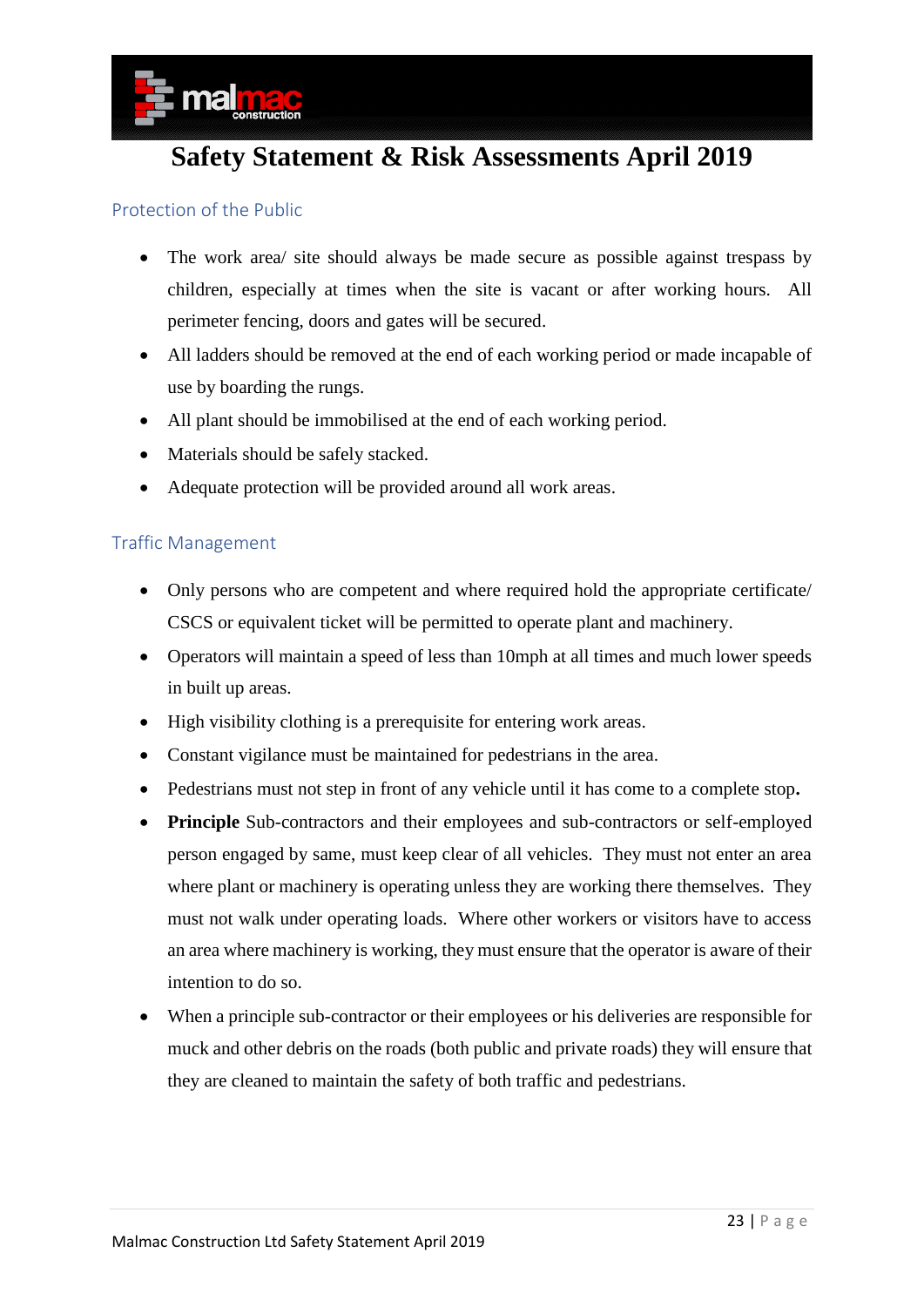## Protection of the Public

- The work area/ site should always be made secure as possible against trespass by children, especially at times when the site is vacant or after working hours. All perimeter fencing, doors and gates will be secured.
- All ladders should be removed at the end of each working period or made incapable of use by boarding the rungs.
- All plant should be immobilised at the end of each working period.
- Materials should be safely stacked.
- Adequate protection will be provided around all work areas.

## Traffic Management

- Only persons who are competent and where required hold the appropriate certificate/ CSCS or equivalent ticket will be permitted to operate plant and machinery.
- Operators will maintain a speed of less than 10mph at all times and much lower speeds in built up areas.
- High visibility clothing is a prerequisite for entering work areas.
- Constant vigilance must be maintained for pedestrians in the area.
- Pedestrians must not step in front of any vehicle until it has come to a complete stop**.**
- **Principle** Sub-contractors and their employees and sub-contractors or self-employed person engaged by same, must keep clear of all vehicles. They must not enter an area where plant or machinery is operating unless they are working there themselves. They must not walk under operating loads. Where other workers or visitors have to access an area where machinery is working, they must ensure that the operator is aware of their intention to do so.
- When a principle sub-contractor or their employees or his deliveries are responsible for muck and other debris on the roads (both public and private roads) they will ensure that they are cleaned to maintain the safety of both traffic and pedestrians.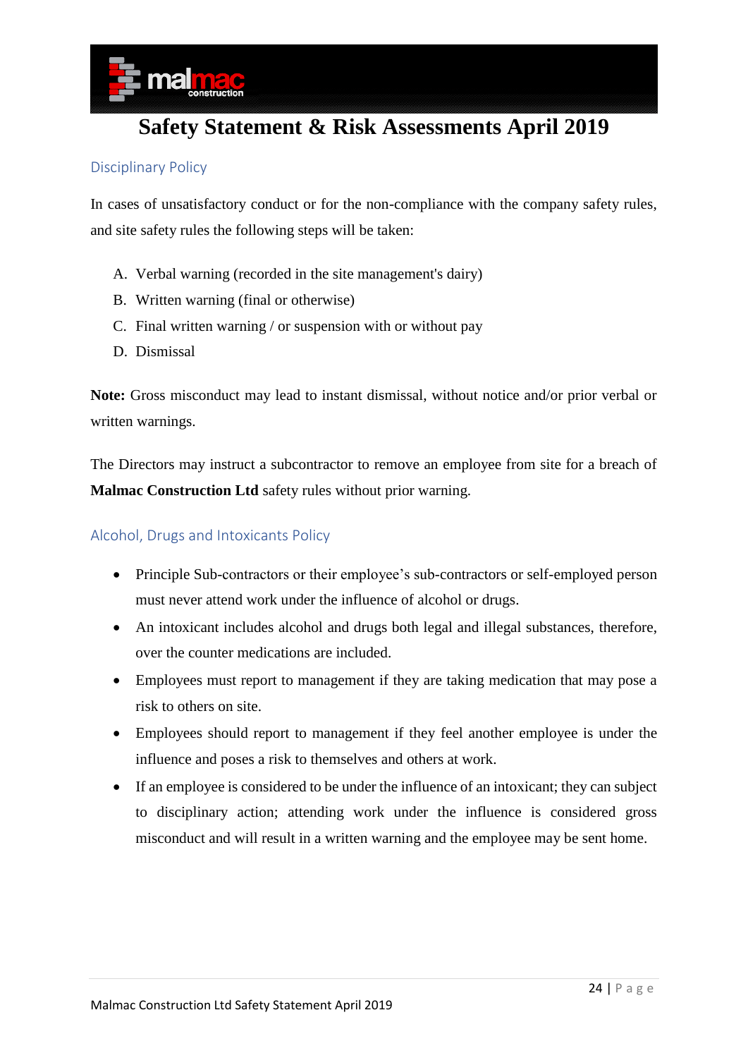## Disciplinary Policy

In cases of unsatisfactory conduct or for the non-compliance with the company safety rules, and site safety rules the following steps will be taken:

A. Verbal warning (recorded in the site management's dairy)
B. Written warning (final or otherwise)
C. Final written warning / or suspension with or without pay
D. Dismissal

**Note:** Gross misconduct may lead to instant dismissal, without notice and/or prior verbal or written warnings.

The Directors may instruct a subcontractor to remove an employee from site for a breach of **Malmac Construction Ltd** safety rules without prior warning.

## Alcohol, Drugs and Intoxicants Policy

- Principle Sub-contractors or their employee's sub-contractors or self-employed person must never attend work under the influence of alcohol or drugs.
- An intoxicant includes alcohol and drugs both legal and illegal substances, therefore, over the counter medications are included.
- Employees must report to management if they are taking medication that may pose a risk to others on site.
- Employees should report to management if they feel another employee is under the influence and poses a risk to themselves and others at work.
- If an employee is considered to be under the influence of an intoxicant; they can subject to disciplinary action; attending work under the influence is considered gross misconduct and will result in a written warning and the employee may be sent home.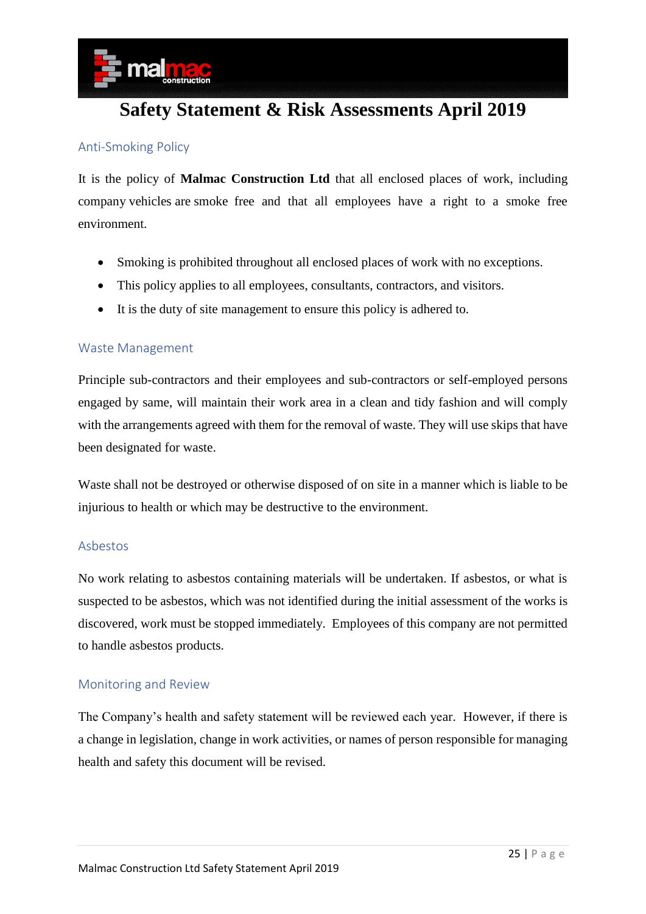# Safety Statement & Risk Assessments April 2019

## Anti-Smoking Policy

It is the policy of **Malmac Construction Ltd** that all enclosed places of work, including company vehicles are smoke free and that all employees have a right to a smoke free environment.

- Smoking is prohibited throughout all enclosed places of work with no exceptions.
- This policy applies to all employees, consultants, contractors, and visitors.
- It is the duty of site management to ensure this policy is adhered to.

## Waste Management

Principle sub-contractors and their employees and sub-contractors or self-employed persons engaged by same, will maintain their work area in a clean and tidy fashion and will comply with the arrangements agreed with them for the removal of waste. They will use skips that have been designated for waste.

Waste shall not be destroyed or otherwise disposed of on site in a manner which is liable to be injurious to health or which may be destructive to the environment.

## Asbestos

No work relating to asbestos containing materials will be undertaken. If asbestos, or what is suspected to be asbestos, which was not identified during the initial assessment of the works is discovered, work must be stopped immediately. Employees of this company are not permitted to handle asbestos products.

## Monitoring and Review

The Company's health and safety statement will be reviewed each year. However, if there is a change in legislation, change in work activities, or names of person responsible for managing health and safety this document will be revised.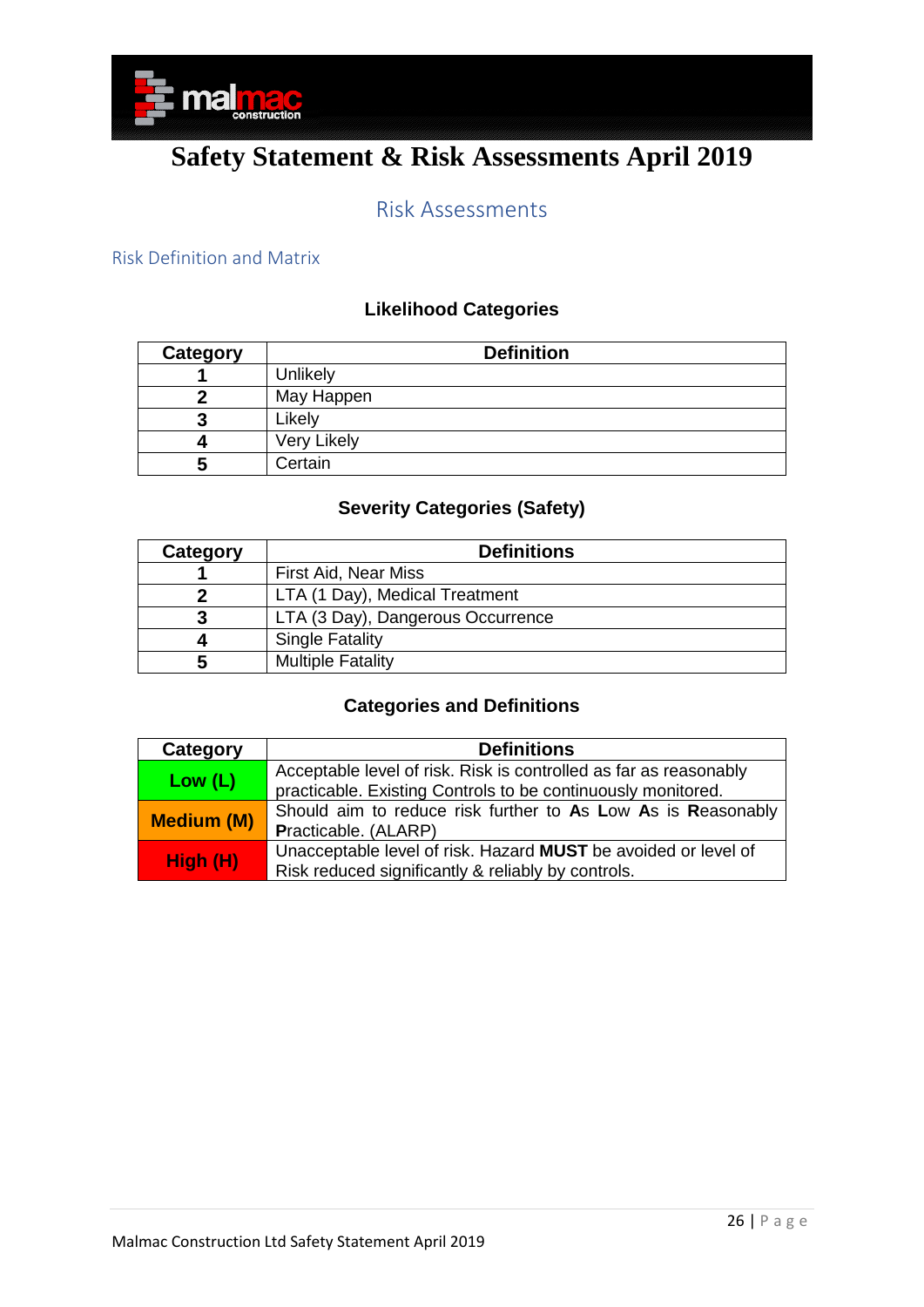# Safety Statement & Risk Assessments April 2019

## Risk Assessments

### Risk Definition and Matrix

**Likelihood Categories**

| Category | Definition |
|---|---|
| **1** | Unlikely |
| **2** | May Happen |
| **3** | Likely |
| **4** | Very Likely |
| **5** | Certain |

**Severity Categories (Safety)**

| Category | Definitions |
|---|---|
| **1** | First Aid, Near Miss |
| **2** | LTA (1 Day), Medical Treatment |
| **3** | LTA (3 Day), Dangerous Occurrence |
| **4** | Single Fatality |
| **5** | Multiple Fatality |

**Categories and Definitions**

| Category | Definitions |
|---|---|
| **Low (L)** | Acceptable level of risk. Risk is controlled as far as reasonably practicable. Existing Controls to be continuously monitored. |
| **Medium (M)** | Should aim to reduce risk further to **A**s **L**ow **A**s is **R**easonably **P**racticable. (ALARP) |
| **High (H)** | Unacceptable level of risk. Hazard **MUST** be avoided or level of Risk reduced significantly & reliably by controls. |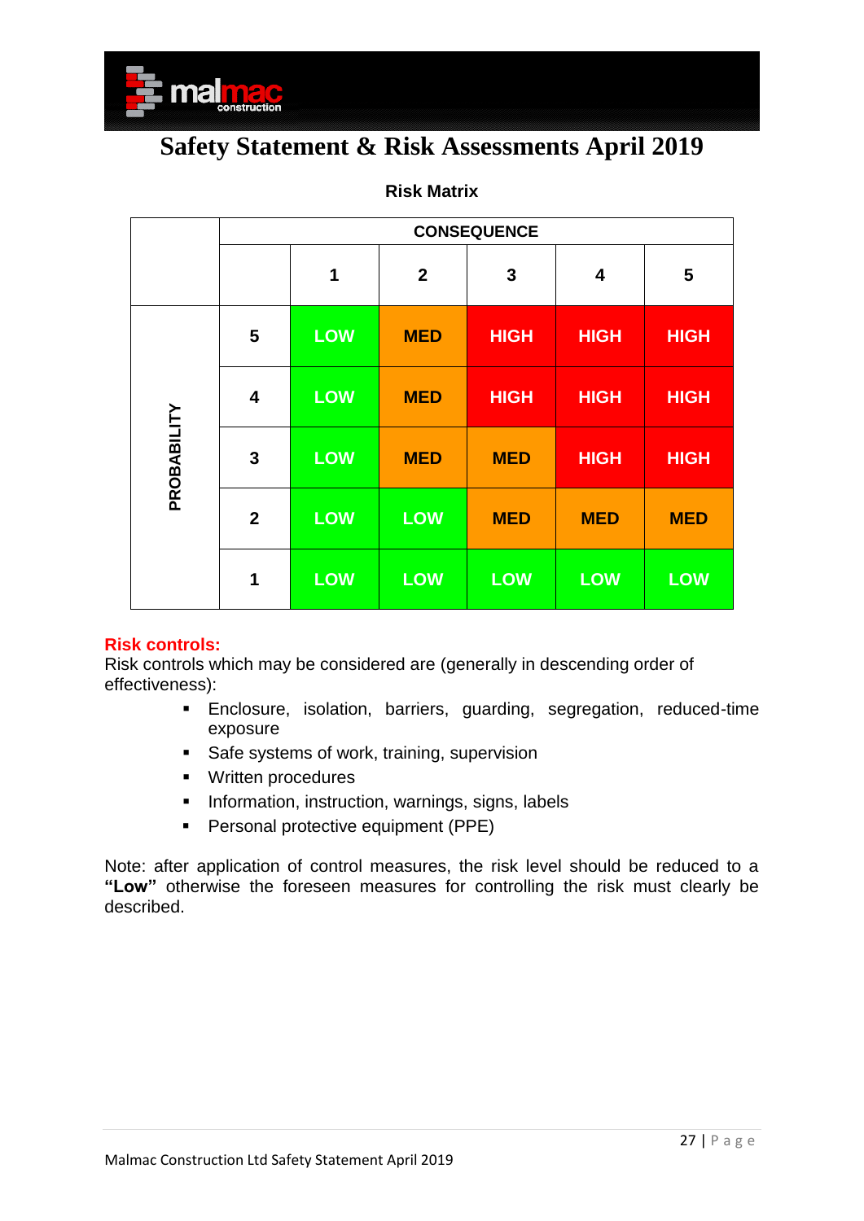# Safety Statement & Risk Assessments April 2019

## Risk Matrix

| | | CONSEQUENCE | | | | |
|---|---|---|---|---|---|---|
| | | 1 | 2 | 3 | 4 | 5 |
| PROBABILITY | 5 | LOW | MED | HIGH | HIGH | HIGH |
| | 4 | LOW | MED | HIGH | HIGH | HIGH |
| | 3 | LOW | MED | MED | HIGH | HIGH |
| | 2 | LOW | LOW | MED | MED | MED |
| | 1 | LOW | LOW | LOW | LOW | LOW |

**Risk controls:**

Risk controls which may be considered are (generally in descending order of effectiveness):

- Enclosure, isolation, barriers, guarding, segregation, reduced-time exposure
- Safe systems of work, training, supervision
- Written procedures
- Information, instruction, warnings, signs, labels
- Personal protective equipment (PPE)

Note: after application of control measures, the risk level should be reduced to a **"Low"** otherwise the foreseen measures for controlling the risk must clearly be described.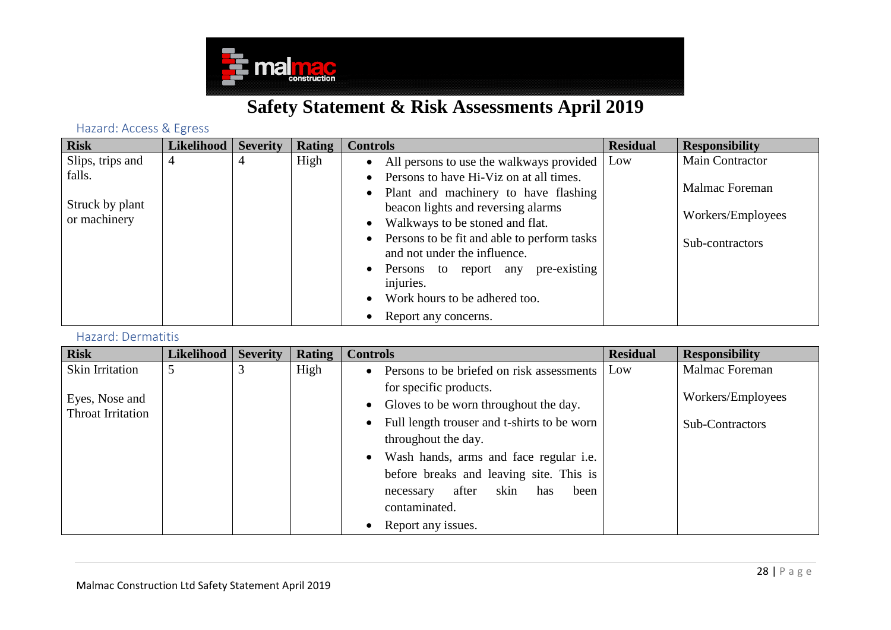# Safety Statement & Risk Assessments April 2019

## Hazard: Access & Egress

| Risk | Likelihood | Severity | Rating | Controls | Residual | Responsibility |
|---|---|---|---|---|---|---|
| Slips, trips and falls.<br><br>Struck by plant or machinery | 4 | 4 | High | • All persons to use the walkways provided<br>• Persons to have Hi-Viz on at all times.<br>• Plant and machinery to have flashing beacon lights and reversing alarms<br>• Walkways to be stoned and flat.<br>• Persons to be fit and able to perform tasks and not under the influence.<br>• Persons to report any pre-existing injuries.<br>• Work hours to be adhered too.<br>• Report any concerns. | Low | Main Contractor<br><br>Malmac Foreman<br><br>Workers/Employees<br><br>Sub-contractors |

## Hazard: Dermatitis

| Risk | Likelihood | Severity | Rating | Controls | Residual | Responsibility |
|---|---|---|---|---|---|---|
| Skin Irritation<br><br>Eyes, Nose and Throat Irritation | 5 | 3 | High | • Persons to be briefed on risk assessments for specific products.<br>• Gloves to be worn throughout the day.<br>• Full length trouser and t-shirts to be worn throughout the day.<br>• Wash hands, arms and face regular i.e. before breaks and leaving site. This is necessary after skin has been contaminated.<br>• Report any issues. | Low | Malmac Foreman<br><br>Workers/Employees<br><br>Sub-Contractors |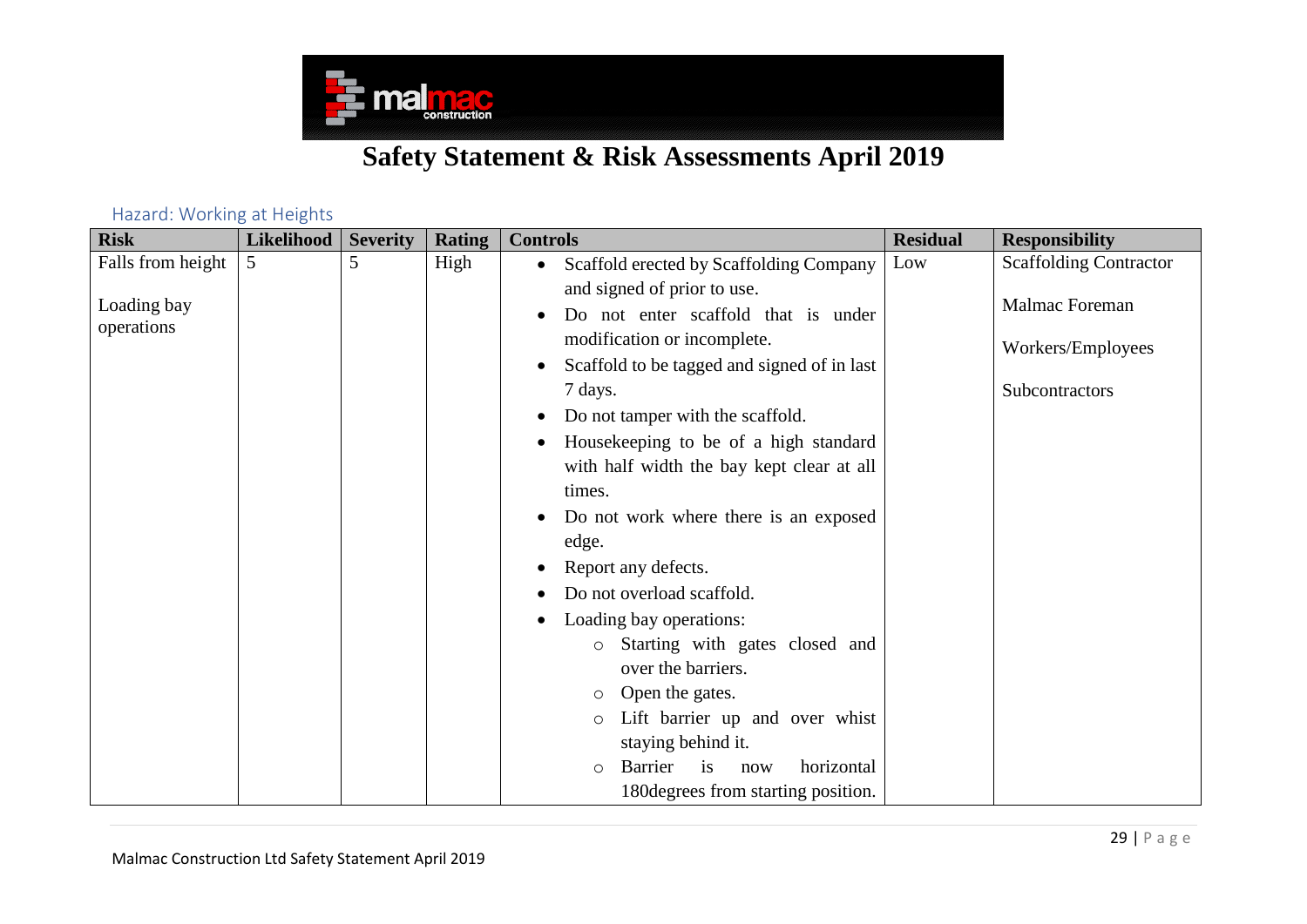# Safety Statement & Risk Assessments April 2019

## Hazard: Working at Heights

| Risk | Likelihood | Severity | Rating | Controls | Residual | Responsibility |
|---|---|---|---|---|---|---|
| Falls from height<br><br>Loading bay operations | 5 | 5 | High | • Scaffold erected by Scaffolding Company and signed of prior to use.<br>• Do not enter scaffold that is under modification or incomplete.<br>• Scaffold to be tagged and signed of in last 7 days.<br>• Do not tamper with the scaffold.<br>• Housekeeping to be of a high standard with half width the bay kept clear at all times.<br>• Do not work where there is an exposed edge.<br>• Report any defects.<br>• Do not overload scaffold.<br>• Loading bay operations:<br>  ○ Starting with gates closed and over the barriers.<br>  ○ Open the gates.<br>  ○ Lift barrier up and over whist staying behind it.<br>  ○ Barrier is now horizontal 180degrees from starting position. | Low | Scaffolding Contractor<br><br>Malmac Foreman<br><br>Workers/Employees<br><br>Subcontractors |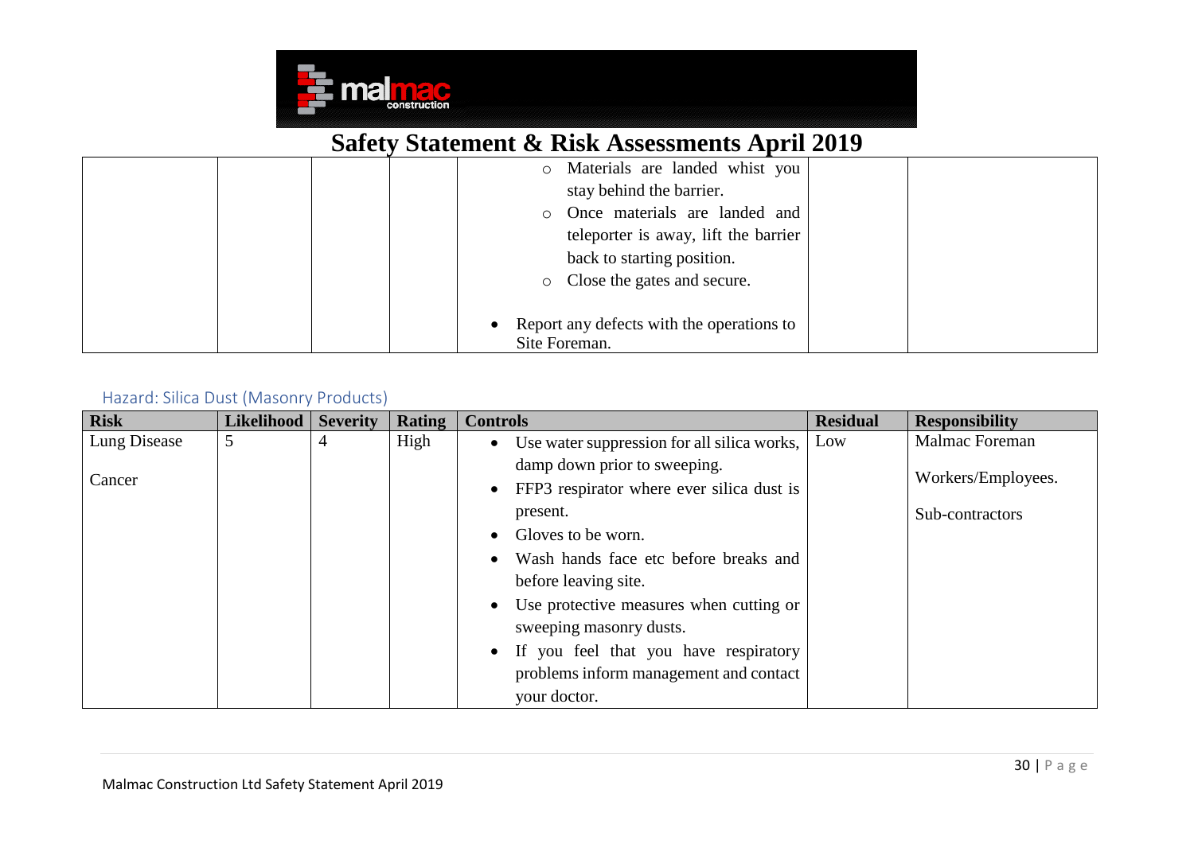| | | | | ○ Materials are landed whist you stay behind the barrier.<br>○ Once materials are landed and teleporter is away, lift the barrier back to starting position.<br>○ Close the gates and secure.<br><br>• Report any defects with the operations to Site Foreman. | | |
|---|---|---|---|---|---|---|

### Hazard: Silica Dust (Masonry Products)

| Risk | Likelihood | Severity | Rating | Controls | Residual | Responsibility |
|---|---|---|---|---|---|---|
| Lung Disease<br><br>Cancer | 5 | 4 | High | • Use water suppression for all silica works, damp down prior to sweeping.<br>• FFP3 respirator where ever silica dust is present.<br>• Gloves to be worn.<br>• Wash hands face etc before breaks and before leaving site.<br>• Use protective measures when cutting or sweeping masonry dusts.<br>• If you feel that you have respiratory problems inform management and contact your doctor. | Low | Malmac Foreman<br><br>Workers/Employees.<br><br>Sub-contractors |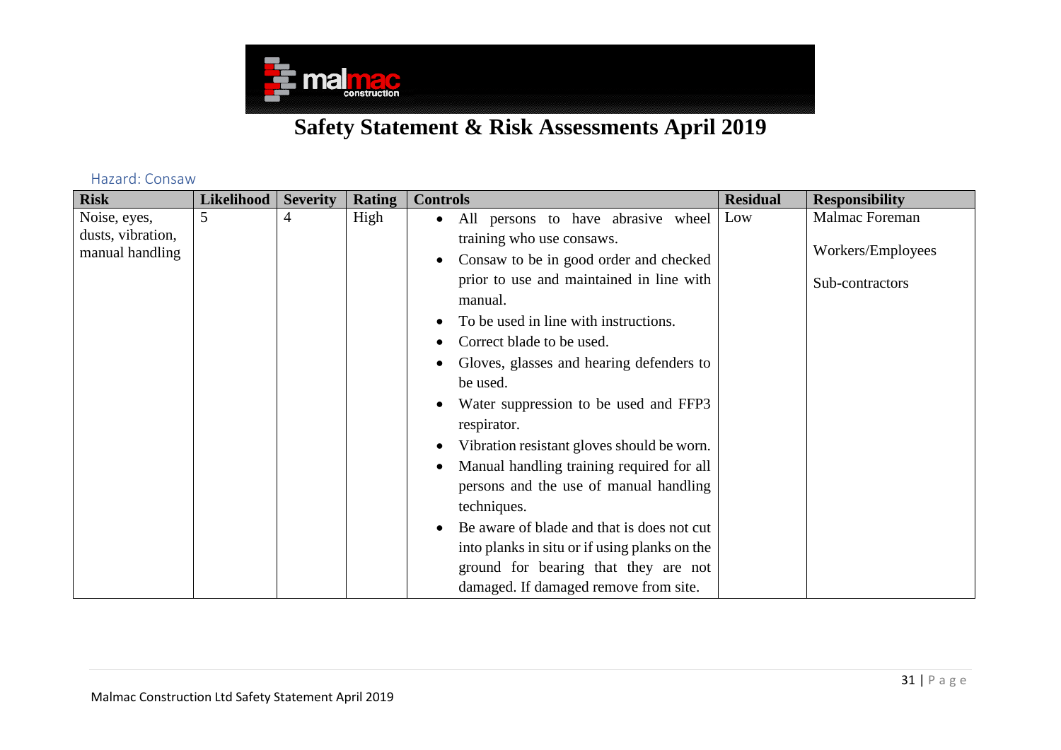# Safety Statement & Risk Assessments April 2019

## Hazard: Consaw

| Risk | Likelihood | Severity | Rating | Controls | Residual | Responsibility |
|---|---|---|---|---|---|---|
| Noise, eyes, dusts, vibration, manual handling | 5 | 4 | High | • All persons to have abrasive wheel training who use consaws.<br>• Consaw to be in good order and checked prior to use and maintained in line with manual.<br>• To be used in line with instructions.<br>• Correct blade to be used.<br>• Gloves, glasses and hearing defenders to be used.<br>• Water suppression to be used and FFP3 respirator.<br>• Vibration resistant gloves should be worn.<br>• Manual handling training required for all persons and the use of manual handling techniques.<br>• Be aware of blade and that is does not cut into planks in situ or if using planks on the ground for bearing that they are not damaged. If damaged remove from site. | Low | Malmac Foreman<br><br>Workers/Employees<br><br>Sub-contractors |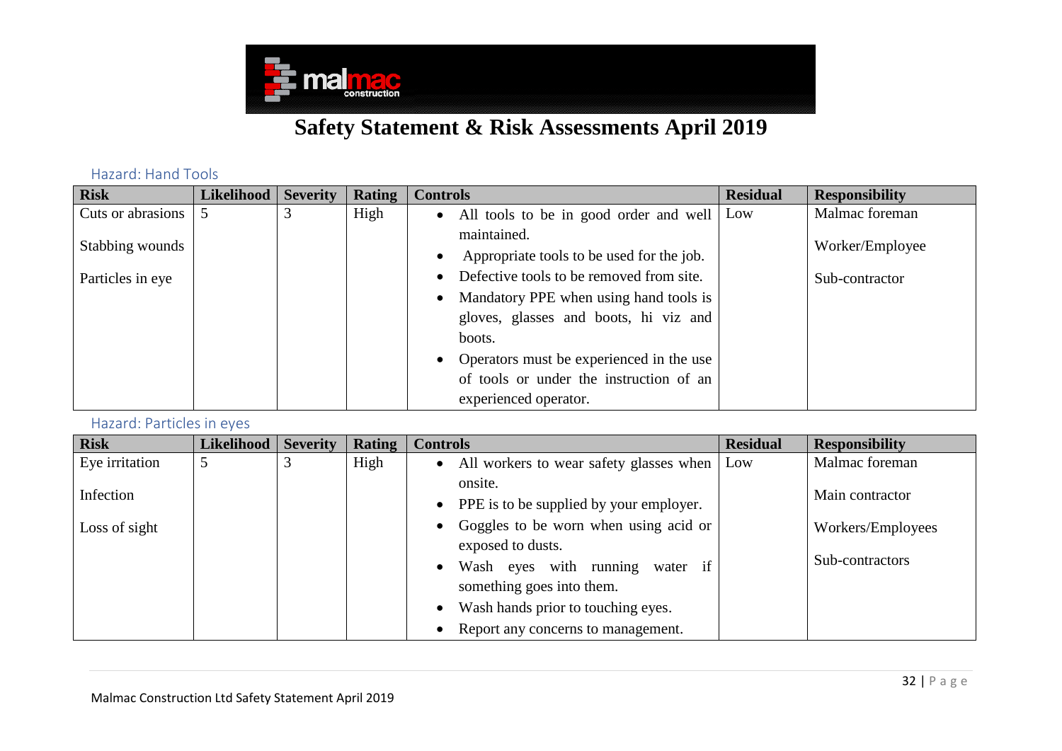# Safety Statement & Risk Assessments April 2019

### Hazard: Hand Tools

| Risk | Likelihood | Severity | Rating | Controls | Residual | Responsibility |
|---|---|---|---|---|---|---|
| Cuts or abrasions<br><br>Stabbing wounds<br><br>Particles in eye | 5 | 3 | High | • All tools to be in good order and well maintained.<br>• Appropriate tools to be used for the job.<br>• Defective tools to be removed from site.<br>• Mandatory PPE when using hand tools is gloves, glasses and boots, hi viz and boots.<br>• Operators must be experienced in the use of tools or under the instruction of an experienced operator. | Low | Malmac foreman<br><br>Worker/Employee<br><br>Sub-contractor |

### Hazard: Particles in eyes

| Risk | Likelihood | Severity | Rating | Controls | Residual | Responsibility |
|---|---|---|---|---|---|---|
| Eye irritation<br><br>Infection<br><br>Loss of sight | 5 | 3 | High | • All workers to wear safety glasses when onsite.<br>• PPE is to be supplied by your employer.<br>• Goggles to be worn when using acid or exposed to dusts.<br>• Wash eyes with running water if something goes into them.<br>• Wash hands prior to touching eyes.<br>• Report any concerns to management. | Low | Malmac foreman<br><br>Main contractor<br><br>Workers/Employees<br><br>Sub-contractors |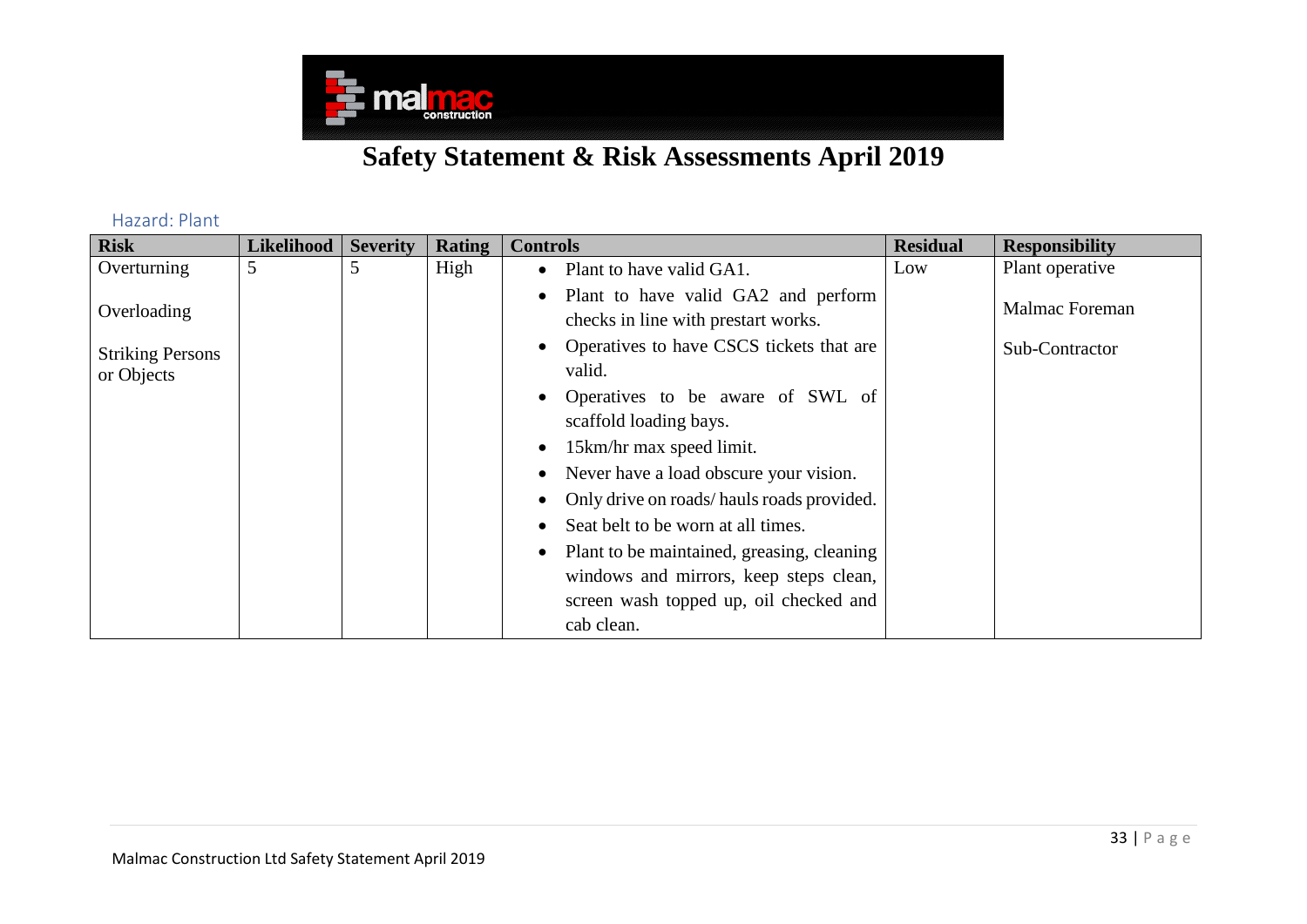# Safety Statement & Risk Assessments April 2019

### Hazard: Plant

| Risk | Likelihood | Severity | Rating | Controls | Residual | Responsibility |
|---|---|---|---|---|---|---|
| Overturning<br><br>Overloading<br><br>Striking Persons or Objects | 5 | 5 | High | • Plant to have valid GA1.<br>• Plant to have valid GA2 and perform checks in line with prestart works.<br>• Operatives to have CSCS tickets that are valid.<br>• Operatives to be aware of SWL of scaffold loading bays.<br>• 15km/hr max speed limit.<br>• Never have a load obscure your vision.<br>• Only drive on roads/ hauls roads provided.<br>• Seat belt to be worn at all times.<br>• Plant to be maintained, greasing, cleaning windows and mirrors, keep steps clean, screen wash topped up, oil checked and cab clean. | Low | Plant operative<br><br>Malmac Foreman<br><br>Sub-Contractor |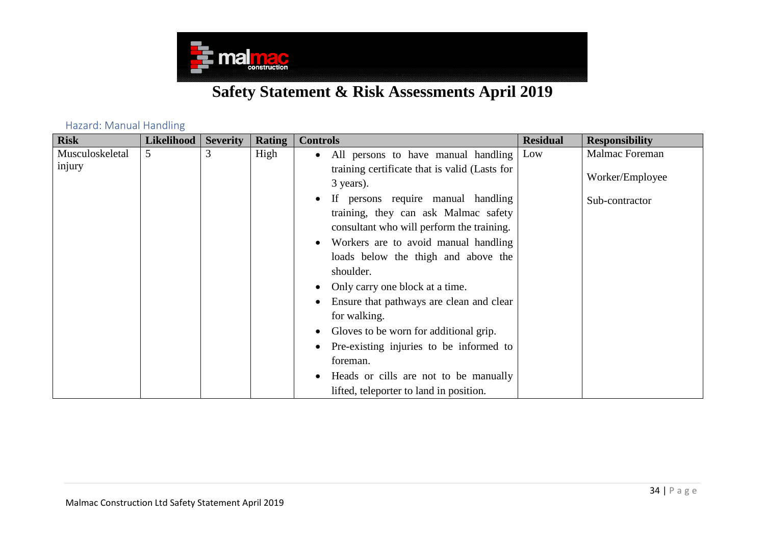# Safety Statement & Risk Assessments April 2019

## Hazard: Manual Handling

| Risk | Likelihood | Severity | Rating | Controls | Residual | Responsibility |
|---|---|---|---|---|---|---|
| Musculoskeletal injury | 5 | 3 | High | • All persons to have manual handling training certificate that is valid (Lasts for 3 years).<br>• If persons require manual handling training, they can ask Malmac safety consultant who will perform the training.<br>• Workers are to avoid manual handling loads below the thigh and above the shoulder.<br>• Only carry one block at a time.<br>• Ensure that pathways are clean and clear for walking.<br>• Gloves to be worn for additional grip.<br>• Pre-existing injuries to be informed to foreman.<br>• Heads or cills are not to be manually lifted, teleporter to land in position. | Low | Malmac Foreman<br><br>Worker/Employee<br><br>Sub-contractor |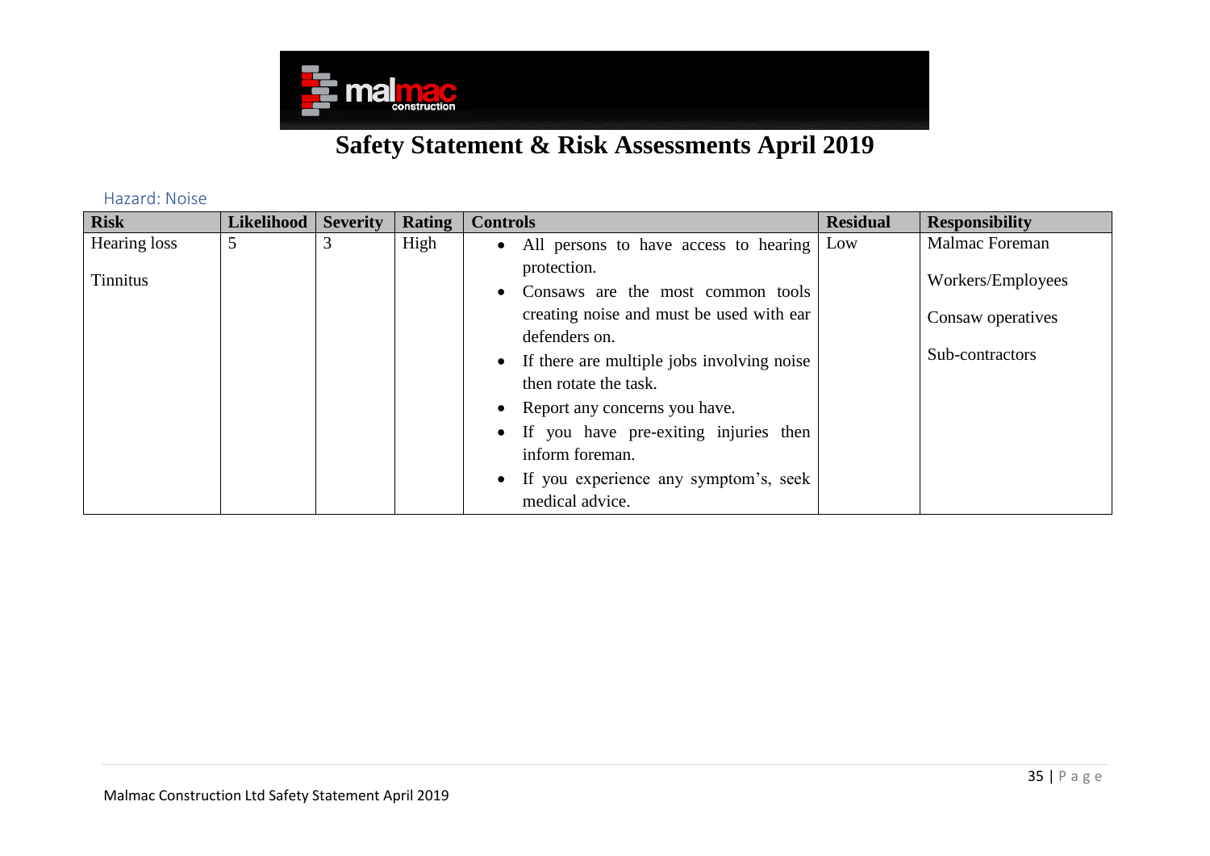# Safety Statement & Risk Assessments April 2019

### Hazard: Noise

| Risk | Likelihood | Severity | Rating | Controls | Residual | Responsibility |
|---|---|---|---|---|---|---|
| Hearing loss<br><br>Tinnitus | 5 | 3 | High | • All persons to have access to hearing protection.<br>• Consaws are the most common tools creating noise and must be used with ear defenders on.<br>• If there are multiple jobs involving noise then rotate the task.<br>• Report any concerns you have.<br>• If you have pre-exiting injuries then inform foreman.<br>• If you experience any symptom's, seek medical advice. | Low | Malmac Foreman<br><br>Workers/Employees<br><br>Consaw operatives<br><br>Sub-contractors |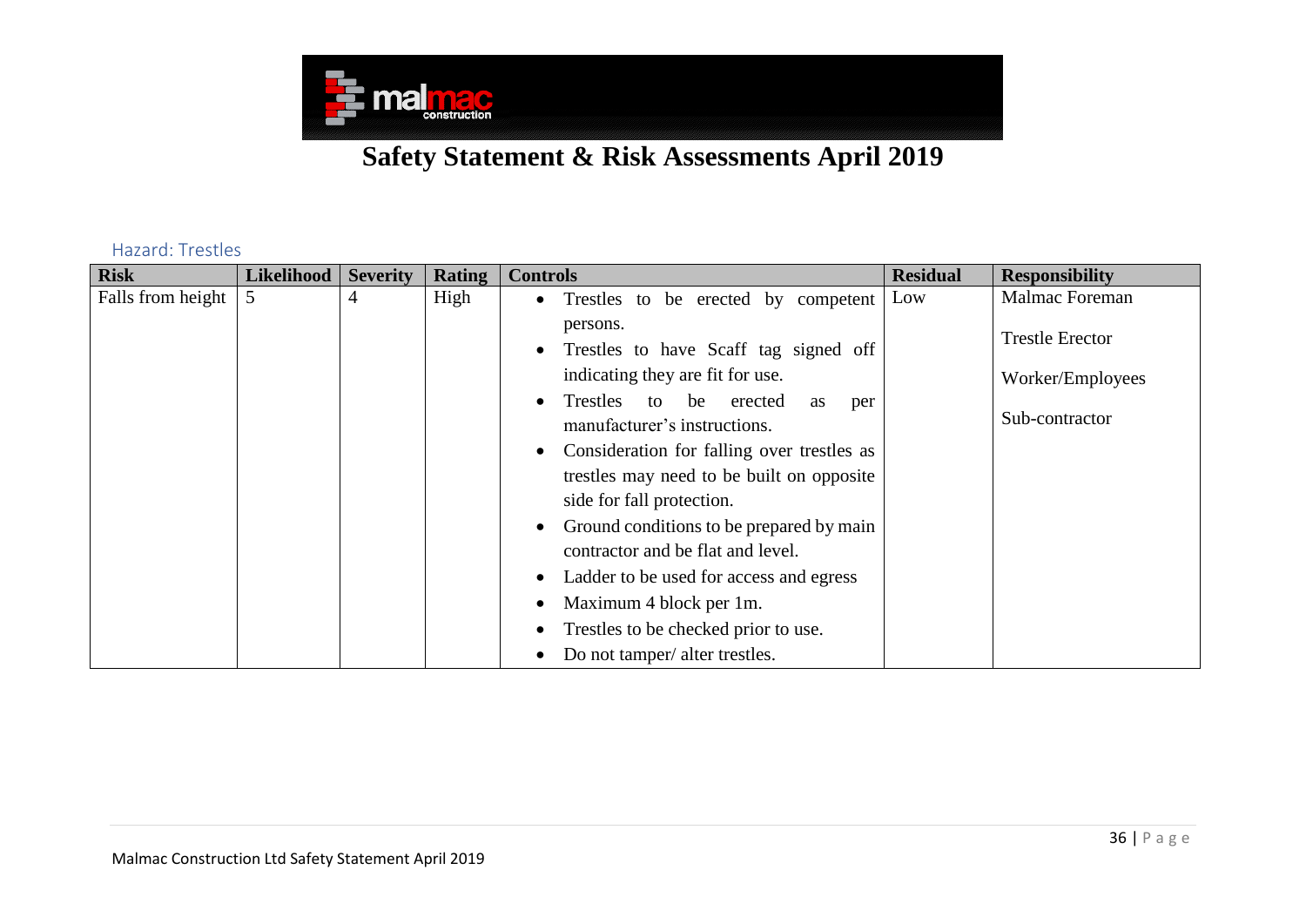## Safety Statement & Risk Assessments April 2019

### Hazard: Trestles

| Risk | Likelihood | Severity | Rating | Controls | Residual | Responsibility |
|---|---|---|---|---|---|---|
| Falls from height | 5 | 4 | High | • Trestles to be erected by competent persons.<br>• Trestles to have Scaff tag signed off indicating they are fit for use.<br>• Trestles to be erected as per manufacturer's instructions.<br>• Consideration for falling over trestles as trestles may need to be built on opposite side for fall protection.<br>• Ground conditions to be prepared by main contractor and be flat and level.<br>• Ladder to be used for access and egress<br>• Maximum 4 block per 1m.<br>• Trestles to be checked prior to use.<br>• Do not tamper/ alter trestles. | Low | Malmac Foreman<br><br>Trestle Erector<br><br>Worker/Employees<br><br>Sub-contractor |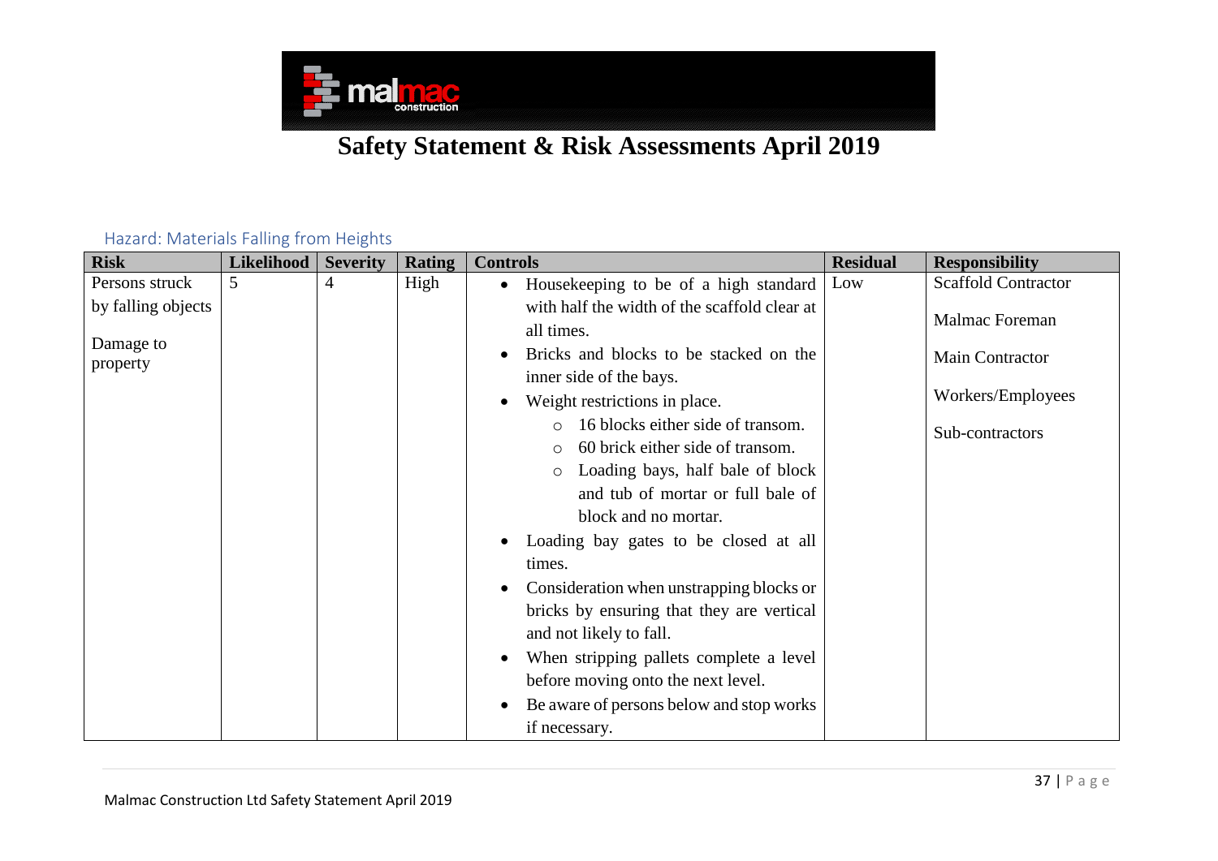# Safety Statement & Risk Assessments April 2019

## Hazard: Materials Falling from Heights

| Risk | Likelihood | Severity | Rating | Controls | Residual | Responsibility |
|---|---|---|---|---|---|---|
| Persons struck by falling objects<br><br>Damage to property | 5 | 4 | High | • Housekeeping to be of a high standard with half the width of the scaffold clear at all times.<br>• Bricks and blocks to be stacked on the inner side of the bays.<br>• Weight restrictions in place.<br>&nbsp;&nbsp;&nbsp;&nbsp;○ 16 blocks either side of transom.<br>&nbsp;&nbsp;&nbsp;&nbsp;○ 60 brick either side of transom.<br>&nbsp;&nbsp;&nbsp;&nbsp;○ Loading bays, half bale of block and tub of mortar or full bale of block and no mortar.<br>• Loading bay gates to be closed at all times.<br>• Consideration when unstrapping blocks or bricks by ensuring that they are vertical and not likely to fall.<br>• When stripping pallets complete a level before moving onto the next level.<br>• Be aware of persons below and stop works if necessary. | Low | Scaffold Contractor<br><br>Malmac Foreman<br><br>Main Contractor<br><br>Workers/Employees<br><br>Sub-contractors |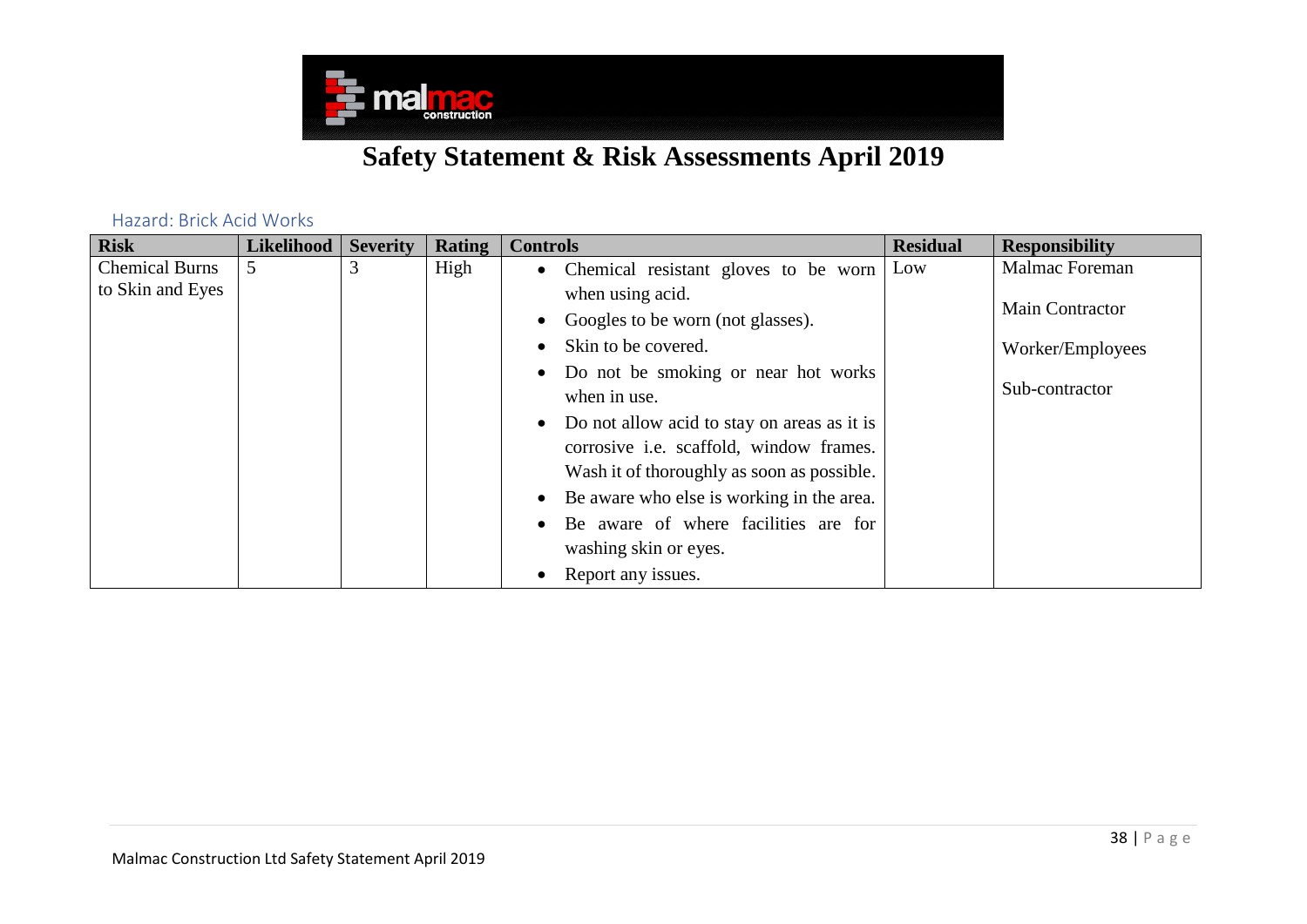# Safety Statement & Risk Assessments April 2019

### Hazard: Brick Acid Works

| Risk | Likelihood | Severity | Rating | Controls | Residual | Responsibility |
|---|---|---|---|---|---|---|
| Chemical Burns to Skin and Eyes | 5 | 3 | High | • Chemical resistant gloves to be worn when using acid.<br>• Googles to be worn (not glasses).<br>• Skin to be covered.<br>• Do not be smoking or near hot works when in use.<br>• Do not allow acid to stay on areas as it is corrosive i.e. scaffold, window frames. Wash it of thoroughly as soon as possible.<br>• Be aware who else is working in the area.<br>• Be aware of where facilities are for washing skin or eyes.<br>• Report any issues. | Low | Malmac Foreman<br><br>Main Contractor<br><br>Worker/Employees<br><br>Sub-contractor |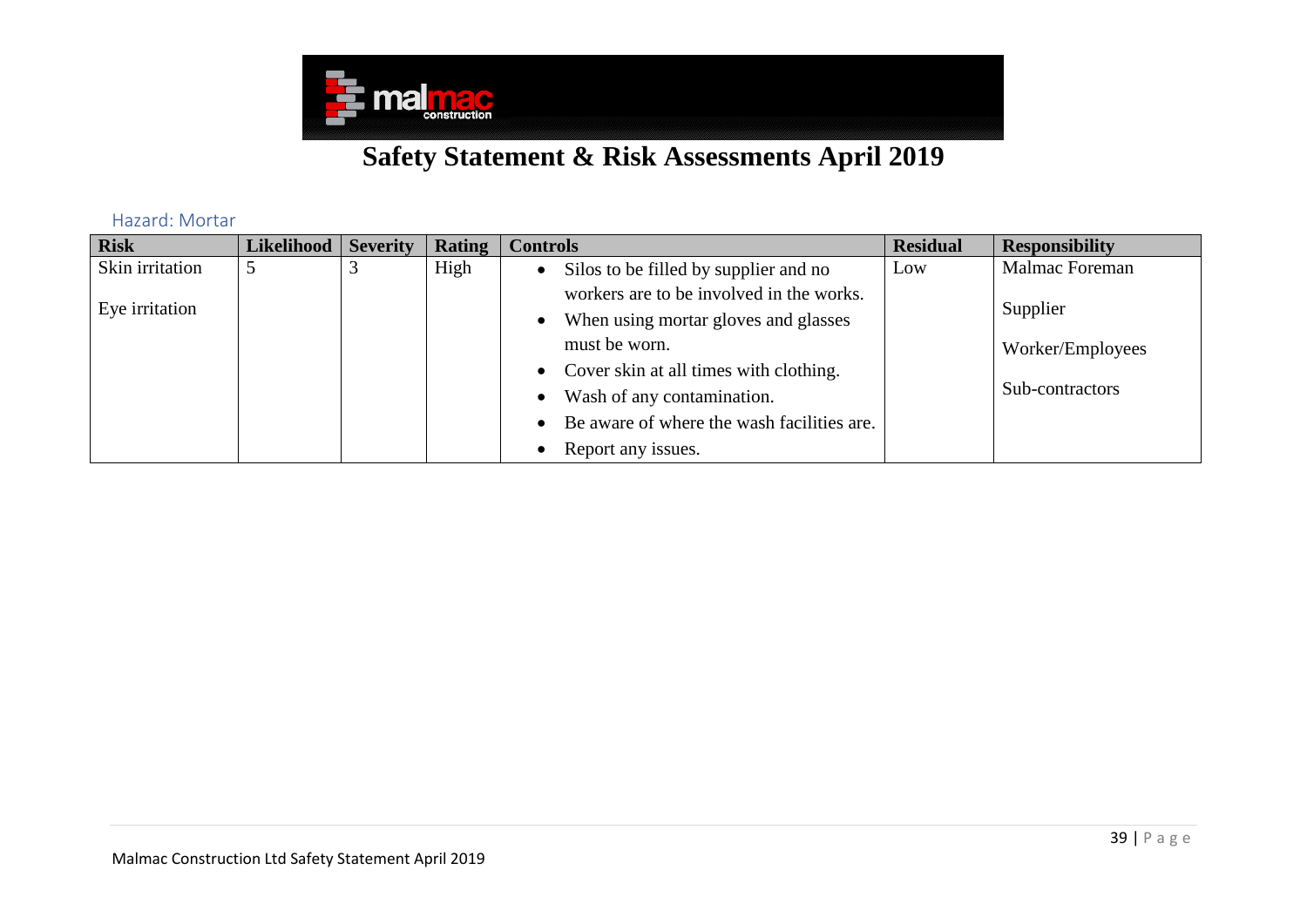# Safety Statement & Risk Assessments April 2019

## Hazard: Mortar

| Risk | Likelihood | Severity | Rating | Controls | Residual | Responsibility |
|---|---|---|---|---|---|---|
| Skin irritation<br><br>Eye irritation | 5 | 3 | High | • Silos to be filled by supplier and no workers are to be involved in the works.<br>• When using mortar gloves and glasses must be worn.<br>• Cover skin at all times with clothing.<br>• Wash of any contamination.<br>• Be aware of where the wash facilities are.<br>• Report any issues. | Low | Malmac Foreman<br><br>Supplier<br><br>Worker/Employees<br><br>Sub-contractors |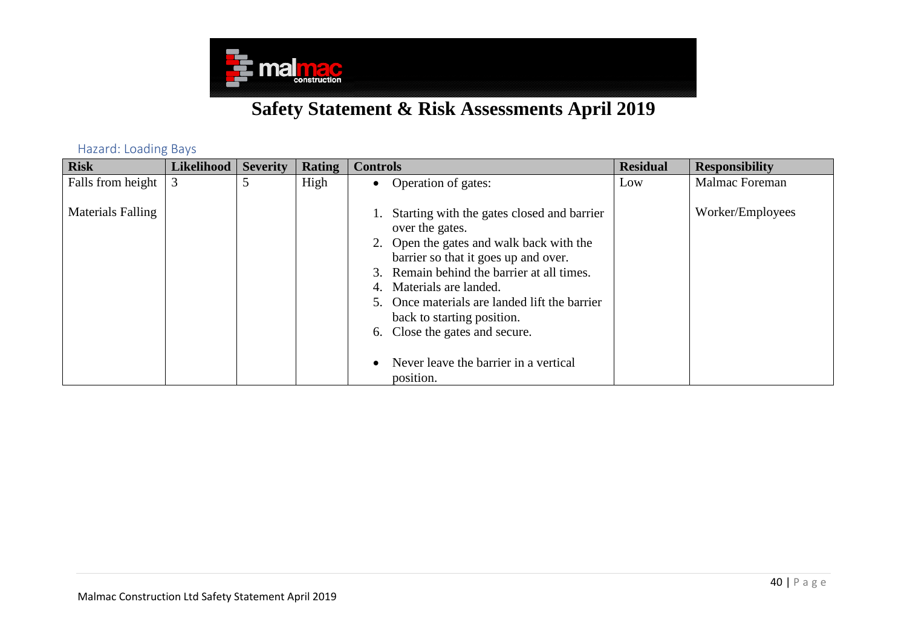## Safety Statement & Risk Assessments April 2019

### Hazard: Loading Bays

| Risk | Likelihood | Severity | Rating | Controls | Residual | Responsibility |
|---|---|---|---|---|---|---|
| Falls from height<br><br>Materials Falling | 3 | 5 | High | • Operation of gates:<br><br>1. Starting with the gates closed and barrier over the gates.<br>2. Open the gates and walk back with the barrier so that it goes up and over.<br>3. Remain behind the barrier at all times.<br>4. Materials are landed.<br>5. Once materials are landed lift the barrier back to starting position.<br>6. Close the gates and secure.<br><br>• Never leave the barrier in a vertical position. | Low | Malmac Foreman<br><br>Worker/Employees |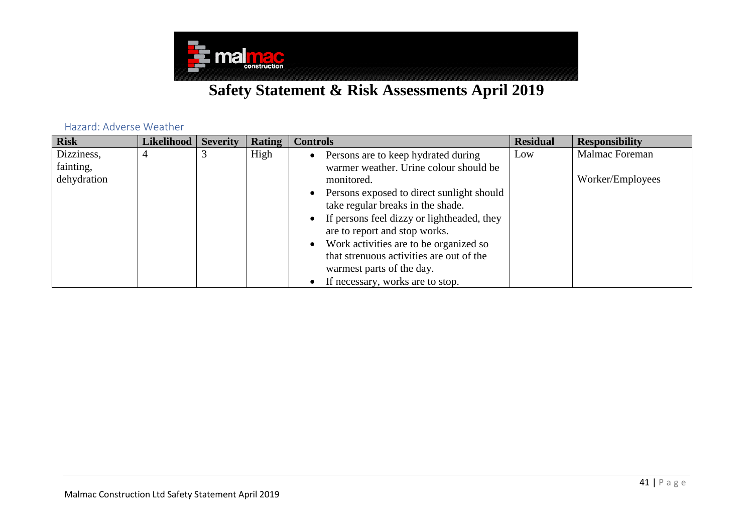# Safety Statement & Risk Assessments April 2019

## Hazard: Adverse Weather

| Risk | Likelihood | Severity | Rating | Controls | Residual | Responsibility |
|---|---|---|---|---|---|---|
| Dizziness, fainting, dehydration | 4 | 3 | High | • Persons are to keep hydrated during warmer weather. Urine colour should be monitored.<br>• Persons exposed to direct sunlight should take regular breaks in the shade.<br>• If persons feel dizzy or lightheaded, they are to report and stop works.<br>• Work activities are to be organized so that strenuous activities are out of the warmest parts of the day.<br>• If necessary, works are to stop. | Low | Malmac Foreman<br><br>Worker/Employees |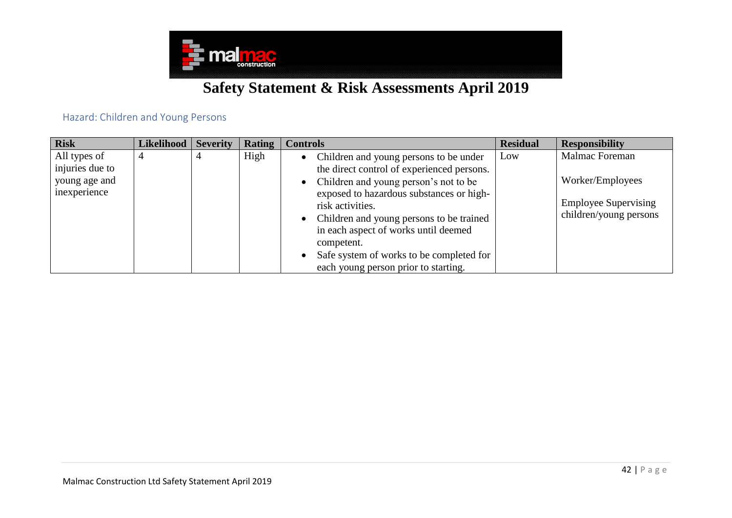# Safety Statement & Risk Assessments April 2019

## Hazard: Children and Young Persons

| Risk | Likelihood | Severity | Rating | Controls | Residual | Responsibility |
| --- | --- | --- | --- | --- | --- | --- |
| All types of injuries due to young age and inexperience | 4 | 4 | High | • Children and young persons to be under the direct control of experienced persons.<br>• Children and young person's not to be exposed to hazardous substances or high-risk activities.<br>• Children and young persons to be trained in each aspect of works until deemed competent.<br>• Safe system of works to be completed for each young person prior to starting. | Low | Malmac Foreman<br><br>Worker/Employees<br><br>Employee Supervising children/young persons |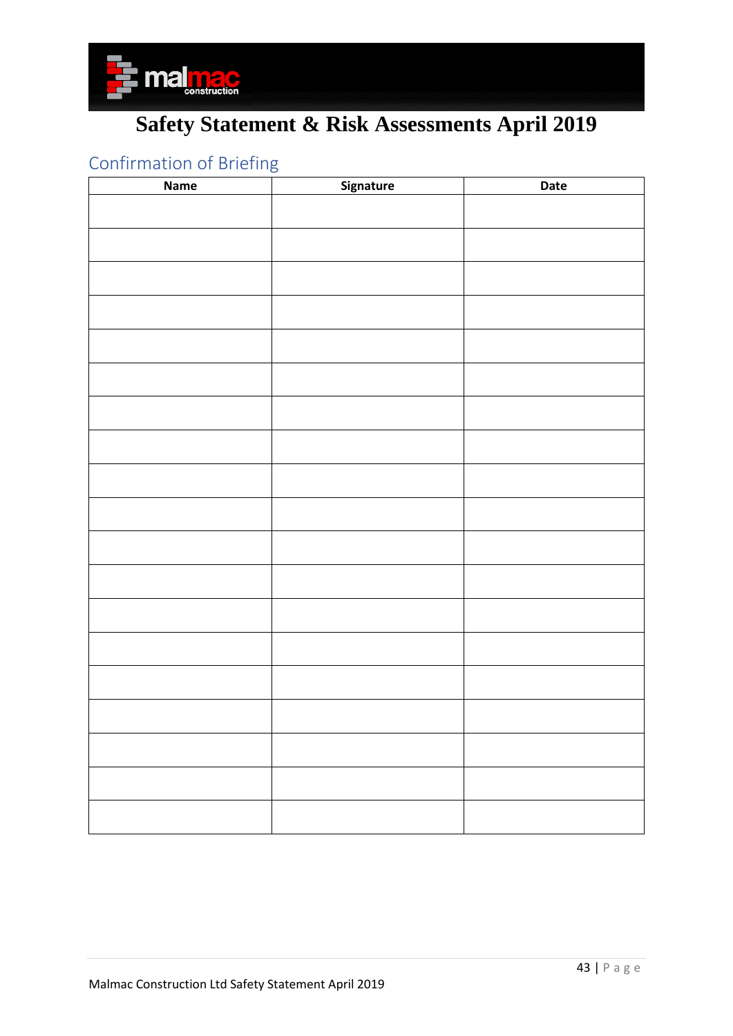# Safety Statement & Risk Assessments April 2019

## Confirmation of Briefing

| Name | Signature | Date |
|---|---|---|
| | | |
| | | |
| | | |
| | | |
| | | |
| | | |
| | | |
| | | |
| | | |
| | | |
| | | |
| | | |
| | | |
| | | |
| | | |
| | | |
| | | |
| | | |
| | | |